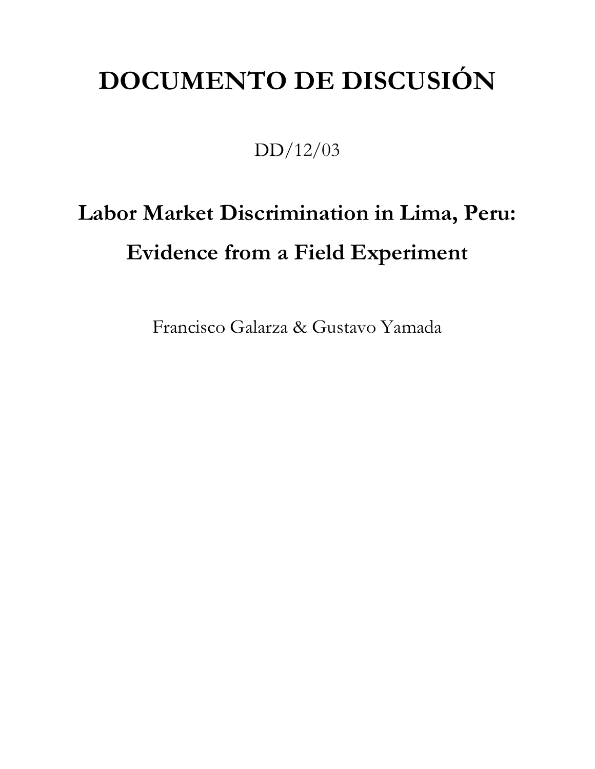# DOCUMENTO DE DISCUSIÓN

DD/12/03

## Labor Market Discrimination in Lima, Peru: Evidence from a Field Experiment

Francisco Galarza & Gustavo Yamada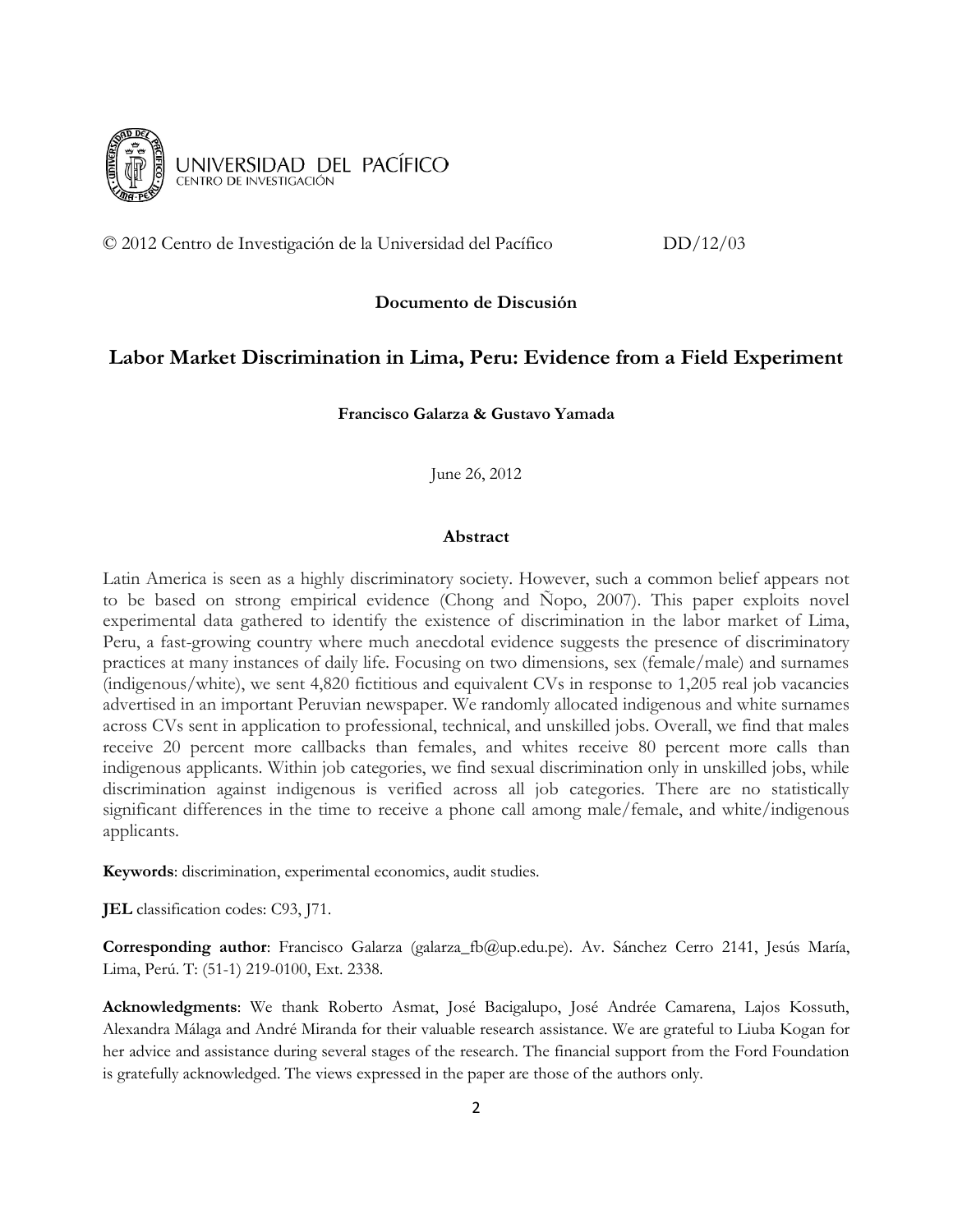UNIVERSIDAD DEL PACÍFICO
CENTRO DE INVESTIGACIÓN

© 2012 Centro de Investigación de la Universidad del Pacífico DD/12/03

**Documento de Discusión**

# Labor Market Discrimination in Lima, Peru: Evidence from a Field Experiment

**Francisco Galarza & Gustavo Yamada**

June 26, 2012

## Abstract

Latin America is seen as a highly discriminatory society. However, such a common belief appears not to be based on strong empirical evidence (Chong and Ñopo, 2007). This paper exploits novel experimental data gathered to identify the existence of discrimination in the labor market of Lima, Peru, a fast-growing country where much anecdotal evidence suggests the presence of discriminatory practices at many instances of daily life. Focusing on two dimensions, sex (female/male) and surnames (indigenous/white), we sent 4,820 fictitious and equivalent CVs in response to 1,205 real job vacancies advertised in an important Peruvian newspaper. We randomly allocated indigenous and white surnames across CVs sent in application to professional, technical, and unskilled jobs. Overall, we find that males receive 20 percent more callbacks than females, and whites receive 80 percent more calls than indigenous applicants. Within job categories, we find sexual discrimination only in unskilled jobs, while discrimination against indigenous is verified across all job categories. There are no statistically significant differences in the time to receive a phone call among male/female, and white/indigenous applicants.

**Keywords**: discrimination, experimental economics, audit studies.

**JEL** classification codes: C93, J71.

**Corresponding author**: Francisco Galarza (galarza_fb@up.edu.pe). Av. Sánchez Cerro 2141, Jesús María, Lima, Perú. T: (51-1) 219-0100, Ext. 2338.

**Acknowledgments**: We thank Roberto Asmat, José Bacigalupo, José Andrée Camarena, Lajos Kossuth, Alexandra Málaga and André Miranda for their valuable research assistance. We are grateful to Liuba Kogan for her advice and assistance during several stages of the research. The financial support from the Ford Foundation is gratefully acknowledged. The views expressed in the paper are those of the authors only.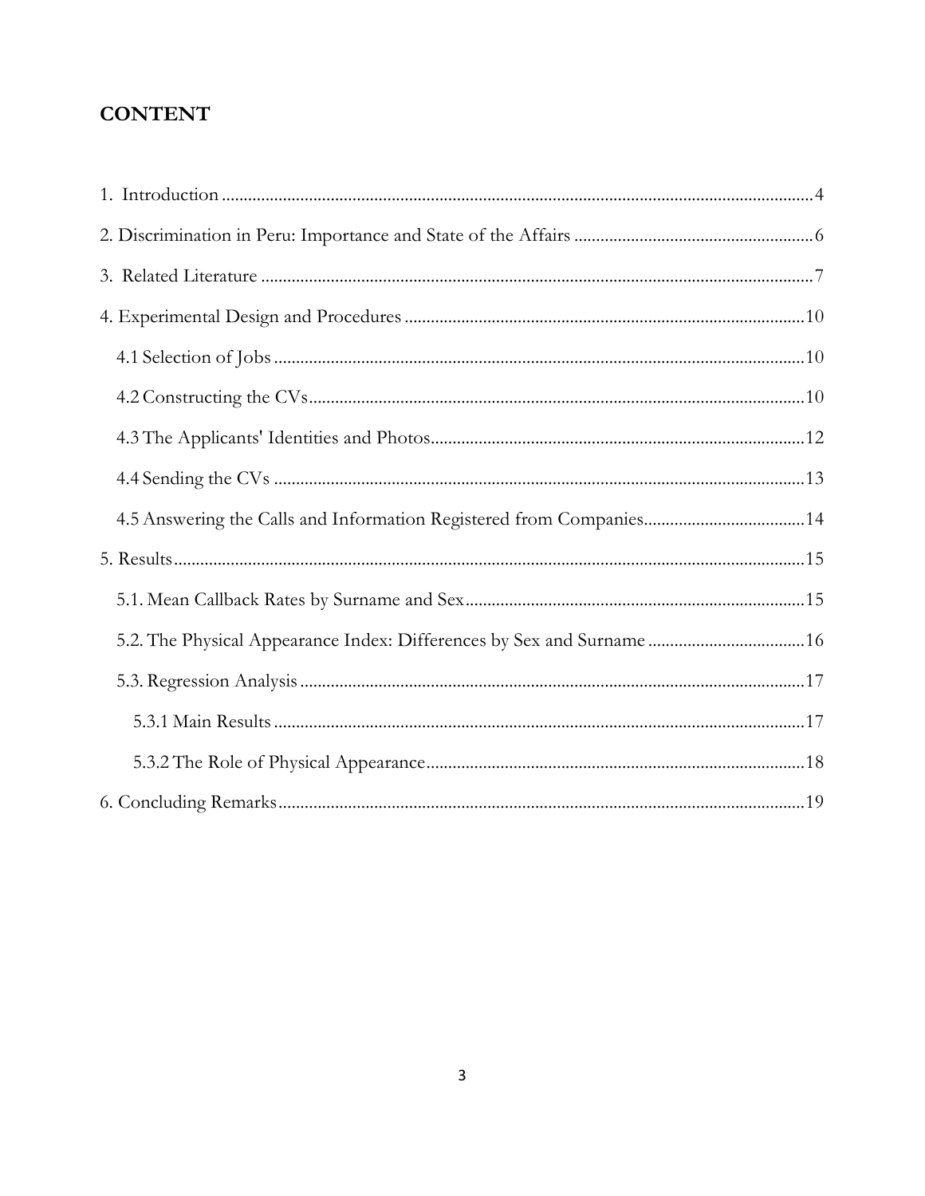## CONTENT

1. Introduction ....... 4

2. Discrimination in Peru: Importance and State of the Affairs ....... 6

3. Related Literature ....... 7

4. Experimental Design and Procedures ....... 10

   4.1 Selection of Jobs ....... 10

   4.2 Constructing the CVs ....... 10

   4.3 The Applicants' Identities and Photos ....... 12

   4.4 Sending the CVs ....... 13

   4.5 Answering the Calls and Information Registered from Companies ....... 14

5. Results ....... 15

   5.1. Mean Callback Rates by Surname and Sex ....... 15

   5.2. The Physical Appearance Index: Differences by Sex and Surname ....... 16

   5.3. Regression Analysis ....... 17

      5.3.1 Main Results ....... 17

      5.3.2 The Role of Physical Appearance ....... 18

6. Concluding Remarks ....... 19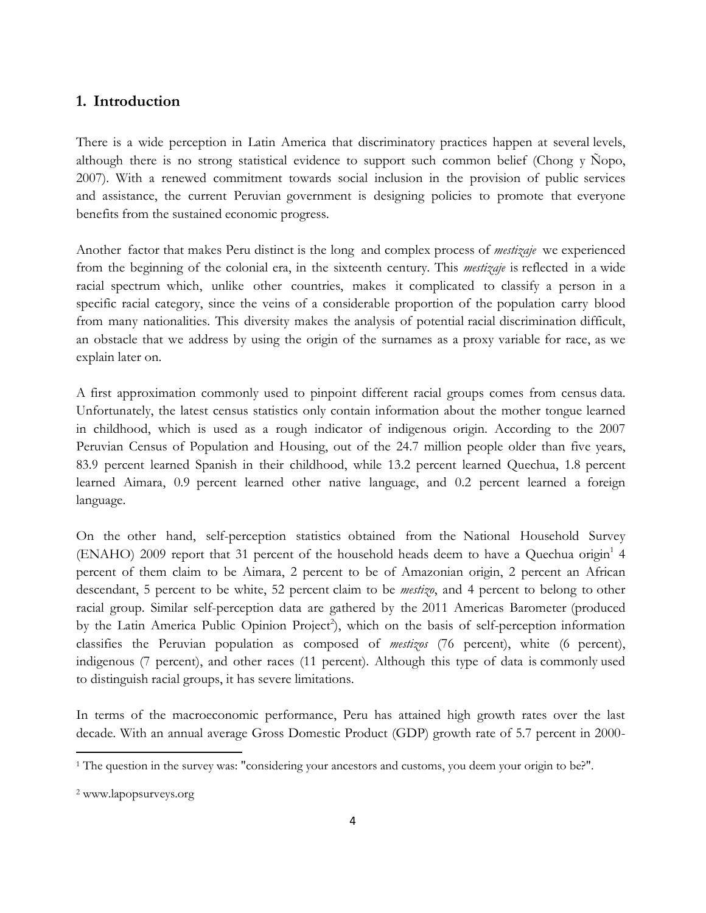## 1. Introduction

There is a wide perception in Latin America that discriminatory practices happen at several levels, although there is no strong statistical evidence to support such common belief (Chong y Ñopo, 2007). With a renewed commitment towards social inclusion in the provision of public services and assistance, the current Peruvian government is designing policies to promote that everyone benefits from the sustained economic progress.

Another factor that makes Peru distinct is the long and complex process of *mestizaje* we experienced from the beginning of the colonial era, in the sixteenth century. This *mestizaje* is reflected in a wide racial spectrum which, unlike other countries, makes it complicated to classify a person in a specific racial category, since the veins of a considerable proportion of the population carry blood from many nationalities. This diversity makes the analysis of potential racial discrimination difficult, an obstacle that we address by using the origin of the surnames as a proxy variable for race, as we explain later on.

A first approximation commonly used to pinpoint different racial groups comes from census data. Unfortunately, the latest census statistics only contain information about the mother tongue learned in childhood, which is used as a rough indicator of indigenous origin. According to the 2007 Peruvian Census of Population and Housing, out of the 24.7 million people older than five years, 83.9 percent learned Spanish in their childhood, while 13.2 percent learned Quechua, 1.8 percent learned Aimara, 0.9 percent learned other native language, and 0.2 percent learned a foreign language.

On the other hand, self-perception statistics obtained from the National Household Survey (ENAHO) 2009 report that 31 percent of the household heads deem to have a Quechua origin[1] 4 percent of them claim to be Aimara, 2 percent to be of Amazonian origin, 2 percent an African descendant, 5 percent to be white, 52 percent claim to be *mestizo*, and 4 percent to belong to other racial group. Similar self-perception data are gathered by the 2011 Americas Barometer (produced by the Latin America Public Opinion Project[2]), which on the basis of self-perception information classifies the Peruvian population as composed of *mestizos* (76 percent), white (6 percent), indigenous (7 percent), and other races (11 percent). Although this type of data is commonly used to distinguish racial groups, it has severe limitations.

In terms of the macroeconomic performance, Peru has attained high growth rates over the last decade. With an annual average Gross Domestic Product (GDP) growth rate of 5.7 percent in 2000-

[1] The question in the survey was: "considering your ancestors and customs, you deem your origin to be?".

[2] www.lapopsurveys.org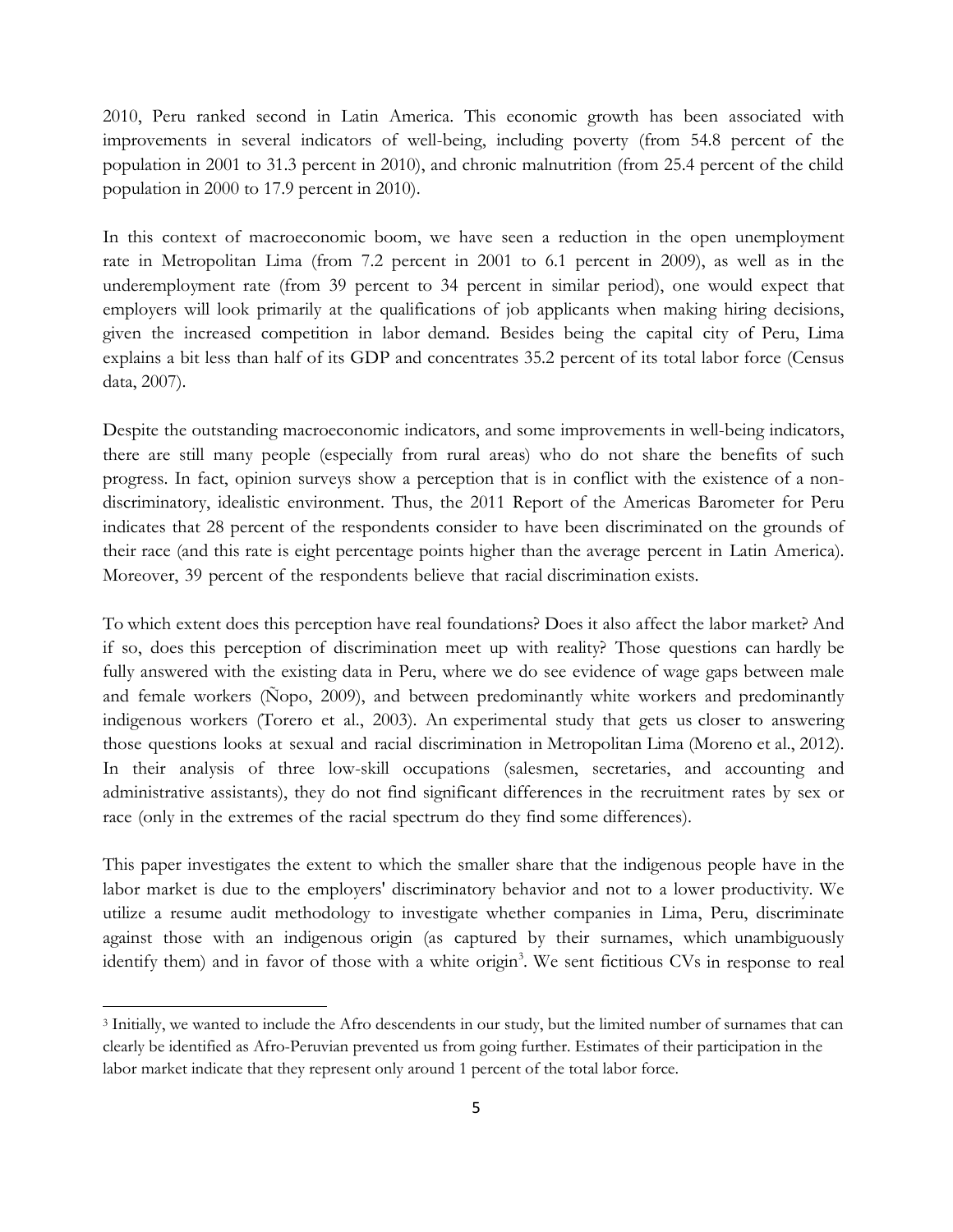2010, Peru ranked second in Latin America. This economic growth has been associated with improvements in several indicators of well-being, including poverty (from 54.8 percent of the population in 2001 to 31.3 percent in 2010), and chronic malnutrition (from 25.4 percent of the child population in 2000 to 17.9 percent in 2010).

In this context of macroeconomic boom, we have seen a reduction in the open unemployment rate in Metropolitan Lima (from 7.2 percent in 2001 to 6.1 percent in 2009), as well as in the underemployment rate (from 39 percent to 34 percent in similar period), one would expect that employers will look primarily at the qualifications of job applicants when making hiring decisions, given the increased competition in labor demand. Besides being the capital city of Peru, Lima explains a bit less than half of its GDP and concentrates 35.2 percent of its total labor force (Census data, 2007).

Despite the outstanding macroeconomic indicators, and some improvements in well-being indicators, there are still many people (especially from rural areas) who do not share the benefits of such progress. In fact, opinion surveys show a perception that is in conflict with the existence of a non-discriminatory, idealistic environment. Thus, the 2011 Report of the Americas Barometer for Peru indicates that 28 percent of the respondents consider to have been discriminated on the grounds of their race (and this rate is eight percentage points higher than the average percent in Latin America). Moreover, 39 percent of the respondents believe that racial discrimination exists.

To which extent does this perception have real foundations? Does it also affect the labor market? And if so, does this perception of discrimination meet up with reality? Those questions can hardly be fully answered with the existing data in Peru, where we do see evidence of wage gaps between male and female workers (Ñopo, 2009), and between predominantly white workers and predominantly indigenous workers (Torero et al., 2003). An experimental study that gets us closer to answering those questions looks at sexual and racial discrimination in Metropolitan Lima (Moreno et al., 2012). In their analysis of three low-skill occupations (salesmen, secretaries, and accounting and administrative assistants), they do not find significant differences in the recruitment rates by sex or race (only in the extremes of the racial spectrum do they find some differences).

This paper investigates the extent to which the smaller share that the indigenous people have in the labor market is due to the employers' discriminatory behavior and not to a lower productivity. We utilize a resume audit methodology to investigate whether companies in Lima, Peru, discriminate against those with an indigenous origin (as captured by their surnames, which unambiguously identify them) and in favor of those with a white origin[3]. We sent fictitious CVs in response to real

[3] Initially, we wanted to include the Afro descendents in our study, but the limited number of surnames that can clearly be identified as Afro-Peruvian prevented us from going further. Estimates of their participation in the labor market indicate that they represent only around 1 percent of the total labor force.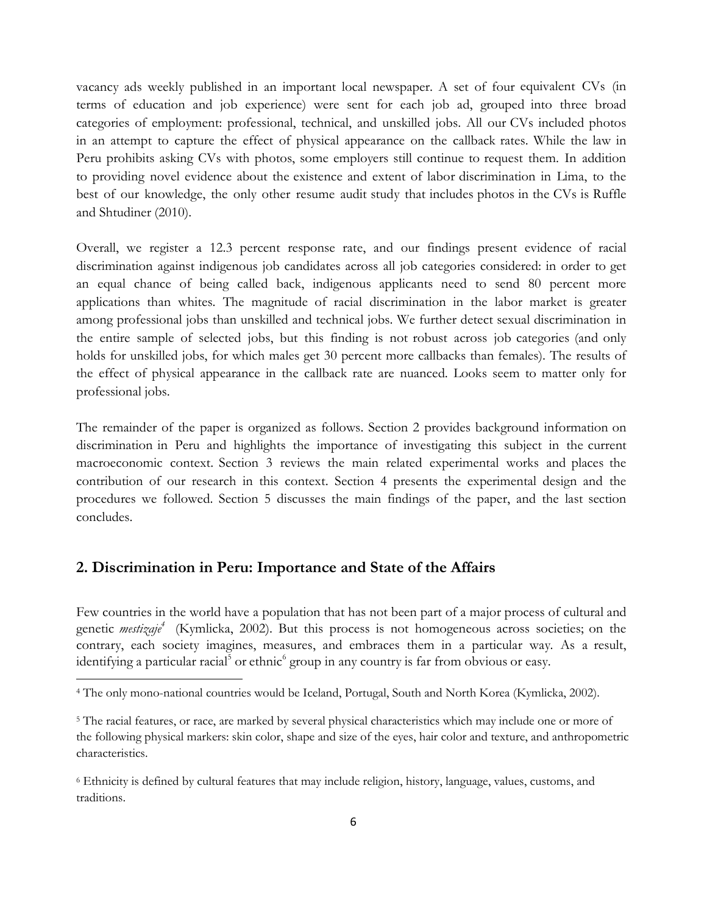vacancy ads weekly published in an important local newspaper. A set of four equivalent CVs (in terms of education and job experience) were sent for each job ad, grouped into three broad categories of employment: professional, technical, and unskilled jobs. All our CVs included photos in an attempt to capture the effect of physical appearance on the callback rates. While the law in Peru prohibits asking CVs with photos, some employers still continue to request them. In addition to providing novel evidence about the existence and extent of labor discrimination in Lima, to the best of our knowledge, the only other resume audit study that includes photos in the CVs is Ruffle and Shtudiner (2010).

Overall, we register a 12.3 percent response rate, and our findings present evidence of racial discrimination against indigenous job candidates across all job categories considered: in order to get an equal chance of being called back, indigenous applicants need to send 80 percent more applications than whites. The magnitude of racial discrimination in the labor market is greater among professional jobs than unskilled and technical jobs. We further detect sexual discrimination in the entire sample of selected jobs, but this finding is not robust across job categories (and only holds for unskilled jobs, for which males get 30 percent more callbacks than females). The results of the effect of physical appearance in the callback rate are nuanced. Looks seem to matter only for professional jobs.

The remainder of the paper is organized as follows. Section 2 provides background information on discrimination in Peru and highlights the importance of investigating this subject in the current macroeconomic context. Section 3 reviews the main related experimental works and places the contribution of our research in this context. Section 4 presents the experimental design and the procedures we followed. Section 5 discusses the main findings of the paper, and the last section concludes.

## 2. Discrimination in Peru: Importance and State of the Affairs

Few countries in the world have a population that has not been part of a major process of cultural and genetic *mestizaje*[4] (Kymlicka, 2002). But this process is not homogeneous across societies; on the contrary, each society imagines, measures, and embraces them in a particular way. As a result, identifying a particular racial[5] or ethnic[6] group in any country is far from obvious or easy.

[4] The only mono-national countries would be Iceland, Portugal, South and North Korea (Kymlicka, 2002).

[5] The racial features, or race, are marked by several physical characteristics which may include one or more of the following physical markers: skin color, shape and size of the eyes, hair color and texture, and anthropometric characteristics.

[6] Ethnicity is defined by cultural features that may include religion, history, language, values, customs, and traditions.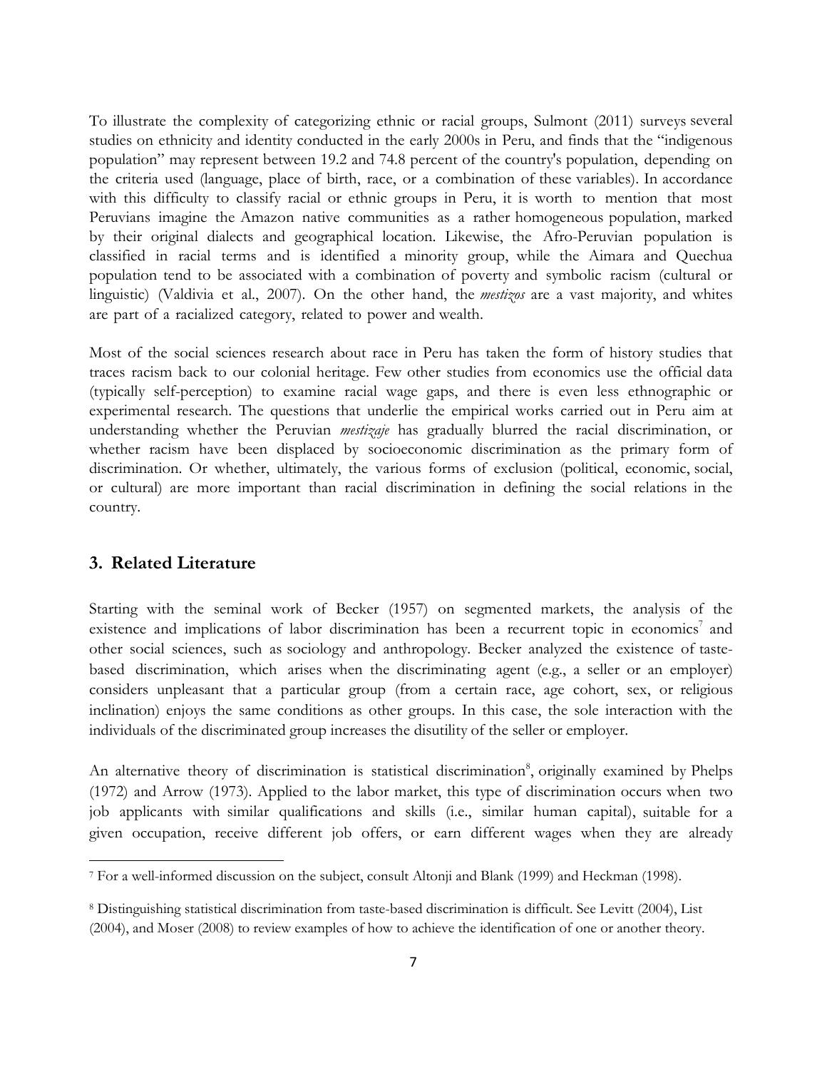To illustrate the complexity of categorizing ethnic or racial groups, Sulmont (2011) surveys several studies on ethnicity and identity conducted in the early 2000s in Peru, and finds that the "indigenous population" may represent between 19.2 and 74.8 percent of the country's population, depending on the criteria used (language, place of birth, race, or a combination of these variables). In accordance with this difficulty to classify racial or ethnic groups in Peru, it is worth to mention that most Peruvians imagine the Amazon native communities as a rather homogeneous population, marked by their original dialects and geographical location. Likewise, the Afro-Peruvian population is classified in racial terms and is identified a minority group, while the Aimara and Quechua population tend to be associated with a combination of poverty and symbolic racism (cultural or linguistic) (Valdivia et al., 2007). On the other hand, the *mestizos* are a vast majority, and whites are part of a racialized category, related to power and wealth.

Most of the social sciences research about race in Peru has taken the form of history studies that traces racism back to our colonial heritage. Few other studies from economics use the official data (typically self-perception) to examine racial wage gaps, and there is even less ethnographic or experimental research. The questions that underlie the empirical works carried out in Peru aim at understanding whether the Peruvian *mestizaje* has gradually blurred the racial discrimination, or whether racism have been displaced by socioeconomic discrimination as the primary form of discrimination. Or whether, ultimately, the various forms of exclusion (political, economic, social, or cultural) are more important than racial discrimination in defining the social relations in the country.

## 3. Related Literature

Starting with the seminal work of Becker (1957) on segmented markets, the analysis of the existence and implications of labor discrimination has been a recurrent topic in economics[7] and other social sciences, such as sociology and anthropology. Becker analyzed the existence of taste-based discrimination, which arises when the discriminating agent (e.g., a seller or an employer) considers unpleasant that a particular group (from a certain race, age cohort, sex, or religious inclination) enjoys the same conditions as other groups. In this case, the sole interaction with the individuals of the discriminated group increases the disutility of the seller or employer.

An alternative theory of discrimination is statistical discrimination[8], originally examined by Phelps (1972) and Arrow (1973). Applied to the labor market, this type of discrimination occurs when two job applicants with similar qualifications and skills (i.e., similar human capital), suitable for a given occupation, receive different job offers, or earn different wages when they are already

[7] For a well-informed discussion on the subject, consult Altonji and Blank (1999) and Heckman (1998).

[8] Distinguishing statistical discrimination from taste-based discrimination is difficult. See Levitt (2004), List (2004), and Moser (2008) to review examples of how to achieve the identification of one or another theory.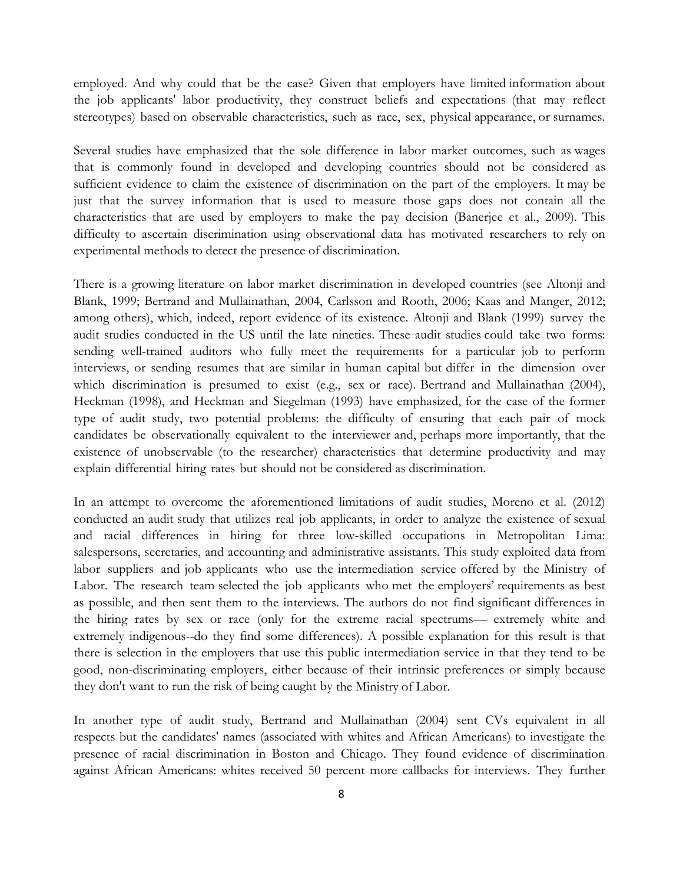employed. And why could that be the case? Given that employers have limited information about the job applicants' labor productivity, they construct beliefs and expectations (that may reflect stereotypes) based on observable characteristics, such as race, sex, physical appearance, or surnames.

Several studies have emphasized that the sole difference in labor market outcomes, such as wages that is commonly found in developed and developing countries should not be considered as sufficient evidence to claim the existence of discrimination on the part of the employers. It may be just that the survey information that is used to measure those gaps does not contain all the characteristics that are used by employers to make the pay decision (Banerjee et al., 2009). This difficulty to ascertain discrimination using observational data has motivated researchers to rely on experimental methods to detect the presence of discrimination.

There is a growing literature on labor market discrimination in developed countries (see Altonji and Blank, 1999; Bertrand and Mullainathan, 2004, Carlsson and Rooth, 2006; Kaas and Manger, 2012; among others), which, indeed, report evidence of its existence. Altonji and Blank (1999) survey the audit studies conducted in the US until the late nineties. These audit studies could take two forms: sending well-trained auditors who fully meet the requirements for a particular job to perform interviews, or sending resumes that are similar in human capital but differ in the dimension over which discrimination is presumed to exist (e.g., sex or race). Bertrand and Mullainathan (2004), Heckman (1998), and Heckman and Siegelman (1993) have emphasized, for the case of the former type of audit study, two potential problems: the difficulty of ensuring that each pair of mock candidates be observationally equivalent to the interviewer and, perhaps more importantly, that the existence of unobservable (to the researcher) characteristics that determine productivity and may explain differential hiring rates but should not be considered as discrimination.

In an attempt to overcome the aforementioned limitations of audit studies, Moreno et al. (2012) conducted an audit study that utilizes real job applicants, in order to analyze the existence of sexual and racial differences in hiring for three low-skilled occupations in Metropolitan Lima: salespersons, secretaries, and accounting and administrative assistants. This study exploited data from labor suppliers and job applicants who use the intermediation service offered by the Ministry of Labor. The research team selected the job applicants who met the employers' requirements as best as possible, and then sent them to the interviews. The authors do not find significant differences in the hiring rates by sex or race (only for the extreme racial spectrums— extremely white and extremely indigenous--do they find some differences). A possible explanation for this result is that there is selection in the employers that use this public intermediation service in that they tend to be good, non-discriminating employers, either because of their intrinsic preferences or simply because they don't want to run the risk of being caught by the Ministry of Labor.

In another type of audit study, Bertrand and Mullainathan (2004) sent CVs equivalent in all respects but the candidates' names (associated with whites and African Americans) to investigate the presence of racial discrimination in Boston and Chicago. They found evidence of discrimination against African Americans: whites received 50 percent more callbacks for interviews. They further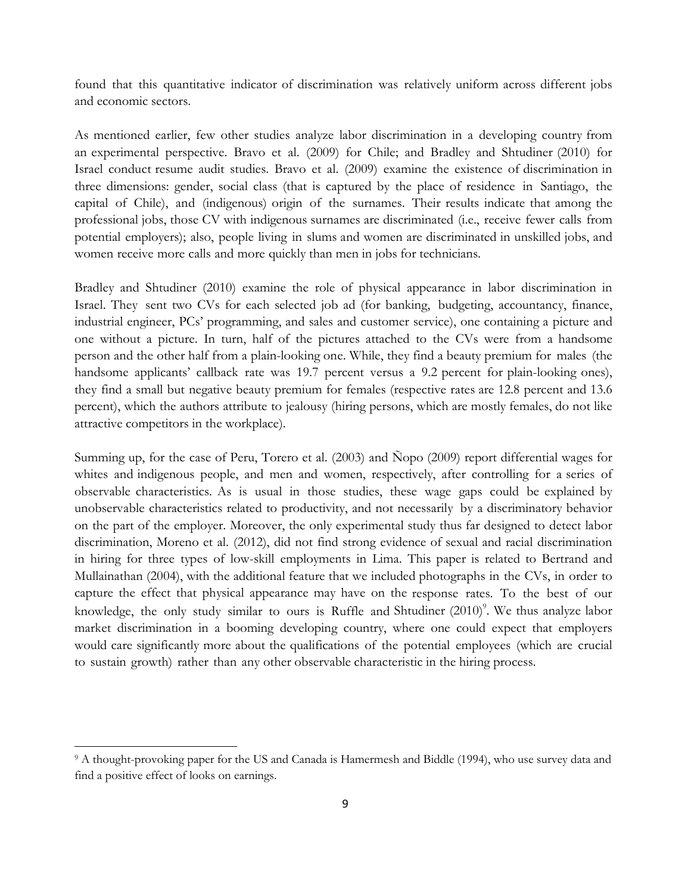found that this quantitative indicator of discrimination was relatively uniform across different jobs and economic sectors.

As mentioned earlier, few other studies analyze labor discrimination in a developing country from an experimental perspective. Bravo et al. (2009) for Chile; and Bradley and Shtudiner (2010) for Israel conduct resume audit studies. Bravo et al. (2009) examine the existence of discrimination in three dimensions: gender, social class (that is captured by the place of residence in Santiago, the capital of Chile), and (indigenous) origin of the surnames. Their results indicate that among the professional jobs, those CV with indigenous surnames are discriminated (i.e., receive fewer calls from potential employers); also, people living in slums and women are discriminated in unskilled jobs, and women receive more calls and more quickly than men in jobs for technicians.

Bradley and Shtudiner (2010) examine the role of physical appearance in labor discrimination in Israel. They sent two CVs for each selected job ad (for banking, budgeting, accountancy, finance, industrial engineer, PCs' programming, and sales and customer service), one containing a picture and one without a picture. In turn, half of the pictures attached to the CVs were from a handsome person and the other half from a plain-looking one. While, they find a beauty premium for males (the handsome applicants' callback rate was 19.7 percent versus a 9.2 percent for plain-looking ones), they find a small but negative beauty premium for females (respective rates are 12.8 percent and 13.6 percent), which the authors attribute to jealousy (hiring persons, which are mostly females, do not like attractive competitors in the workplace).

Summing up, for the case of Peru, Torero et al. (2003) and Ñopo (2009) report differential wages for whites and indigenous people, and men and women, respectively, after controlling for a series of observable characteristics. As is usual in those studies, these wage gaps could be explained by unobservable characteristics related to productivity, and not necessarily by a discriminatory behavior on the part of the employer. Moreover, the only experimental study thus far designed to detect labor discrimination, Moreno et al. (2012), did not find strong evidence of sexual and racial discrimination in hiring for three types of low-skill employments in Lima. This paper is related to Bertrand and Mullainathan (2004), with the additional feature that we included photographs in the CVs, in order to capture the effect that physical appearance may have on the response rates. To the best of our knowledge, the only study similar to ours is Ruffle and Shtudiner (2010)[9]. We thus analyze labor market discrimination in a booming developing country, where one could expect that employers would care significantly more about the qualifications of the potential employees (which are crucial to sustain growth) rather than any other observable characteristic in the hiring process.

[9] A thought-provoking paper for the US and Canada is Hamermesh and Biddle (1994), who use survey data and find a positive effect of looks on earnings.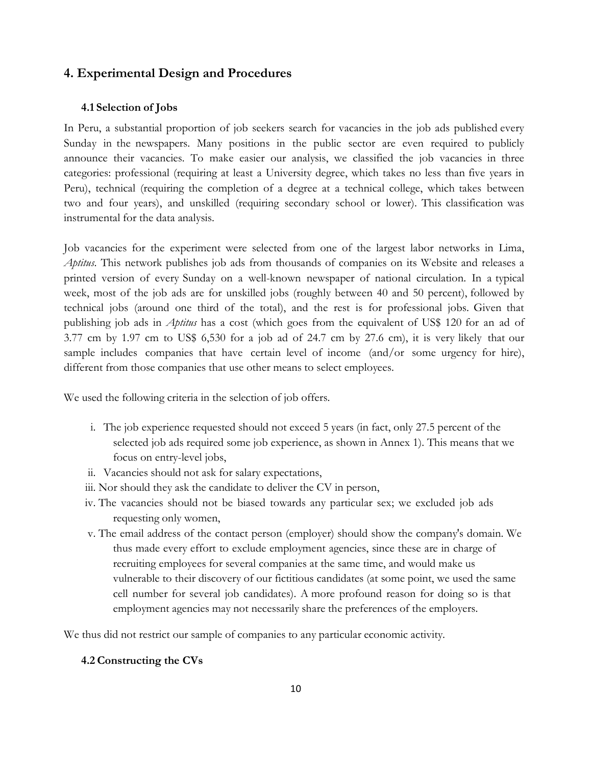## 4. Experimental Design and Procedures

### 4.1 Selection of Jobs

In Peru, a substantial proportion of job seekers search for vacancies in the job ads published every Sunday in the newspapers. Many positions in the public sector are even required to publicly announce their vacancies. To make easier our analysis, we classified the job vacancies in three categories: professional (requiring at least a University degree, which takes no less than five years in Peru), technical (requiring the completion of a degree at a technical college, which takes between two and four years), and unskilled (requiring secondary school or lower). This classification was instrumental for the data analysis.

Job vacancies for the experiment were selected from one of the largest labor networks in Lima, *Aptitus*. This network publishes job ads from thousands of companies on its Website and releases a printed version of every Sunday on a well-known newspaper of national circulation. In a typical week, most of the job ads are for unskilled jobs (roughly between 40 and 50 percent), followed by technical jobs (around one third of the total), and the rest is for professional jobs. Given that publishing job ads in *Aptitus* has a cost (which goes from the equivalent of US$ 120 for an ad of 3.77 cm by 1.97 cm to US$ 6,530 for a job ad of 24.7 cm by 27.6 cm), it is very likely that our sample includes companies that have certain level of income (and/or some urgency for hire), different from those companies that use other means to select employees.

We used the following criteria in the selection of job offers.

i. The job experience requested should not exceed 5 years (in fact, only 27.5 percent of the selected job ads required some job experience, as shown in Annex 1). This means that we focus on entry-level jobs,
ii. Vacancies should not ask for salary expectations,
iii. Nor should they ask the candidate to deliver the CV in person,
iv. The vacancies should not be biased towards any particular sex; we excluded job ads requesting only women,
v. The email address of the contact person (employer) should show the company's domain. We thus made every effort to exclude employment agencies, since these are in charge of recruiting employees for several companies at the same time, and would make us vulnerable to their discovery of our fictitious candidates (at some point, we used the same cell number for several job candidates). A more profound reason for doing so is that employment agencies may not necessarily share the preferences of the employers.

We thus did not restrict our sample of companies to any particular economic activity.

### 4.2 Constructing the CVs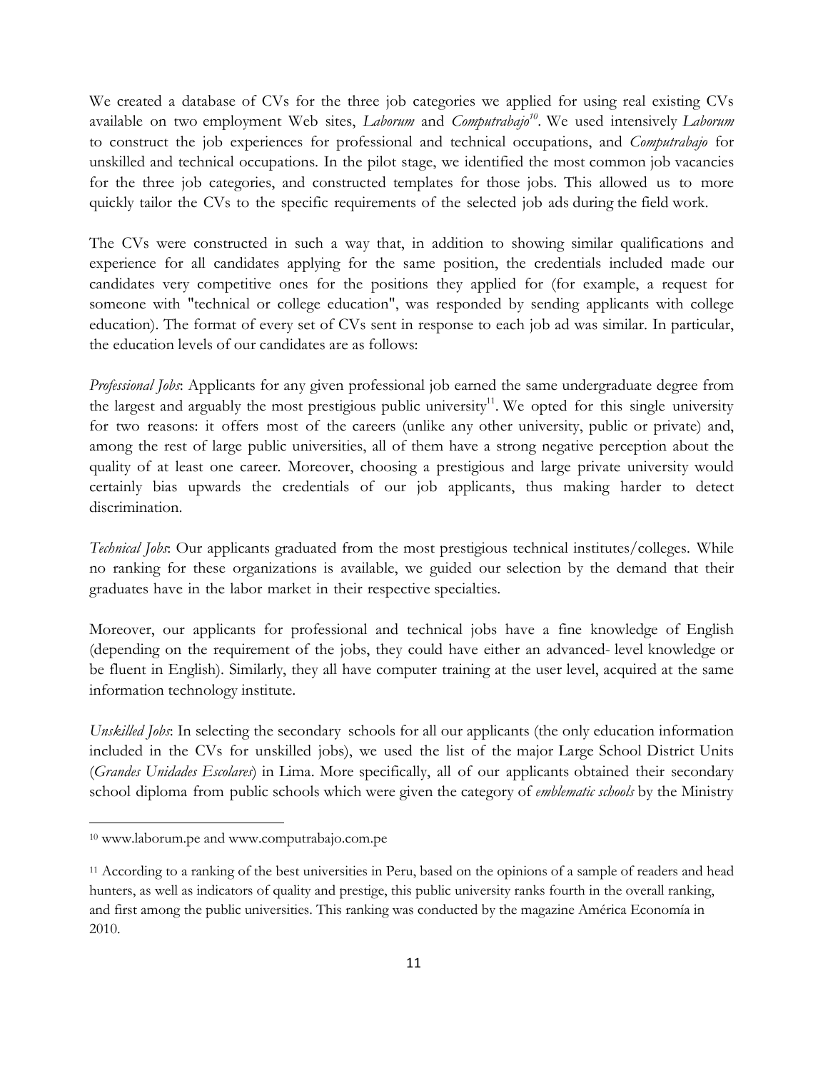We created a database of CVs for the three job categories we applied for using real existing CVs available on two employment Web sites, *Laborum* and *Computrabajo*[10]. We used intensively *Laborum* to construct the job experiences for professional and technical occupations, and *Computrabajo* for unskilled and technical occupations. In the pilot stage, we identified the most common job vacancies for the three job categories, and constructed templates for those jobs. This allowed us to more quickly tailor the CVs to the specific requirements of the selected job ads during the field work.

The CVs were constructed in such a way that, in addition to showing similar qualifications and experience for all candidates applying for the same position, the credentials included made our candidates very competitive ones for the positions they applied for (for example, a request for someone with "technical or college education", was responded by sending applicants with college education). The format of every set of CVs sent in response to each job ad was similar. In particular, the education levels of our candidates are as follows:

*Professional Jobs*: Applicants for any given professional job earned the same undergraduate degree from the largest and arguably the most prestigious public university[11]. We opted for this single university for two reasons: it offers most of the careers (unlike any other university, public or private) and, among the rest of large public universities, all of them have a strong negative perception about the quality of at least one career. Moreover, choosing a prestigious and large private university would certainly bias upwards the credentials of our job applicants, thus making harder to detect discrimination.

*Technical Jobs*: Our applicants graduated from the most prestigious technical institutes/colleges. While no ranking for these organizations is available, we guided our selection by the demand that their graduates have in the labor market in their respective specialties.

Moreover, our applicants for professional and technical jobs have a fine knowledge of English (depending on the requirement of the jobs, they could have either an advanced- level knowledge or be fluent in English). Similarly, they all have computer training at the user level, acquired at the same information technology institute.

*Unskilled Jobs*: In selecting the secondary schools for all our applicants (the only education information included in the CVs for unskilled jobs), we used the list of the major Large School District Units (*Grandes Unidades Escolares*) in Lima. More specifically, all of our applicants obtained their secondary school diploma from public schools which were given the category of *emblematic schools* by the Ministry

---

[10] www.laborum.pe and www.computrabajo.com.pe

[11] According to a ranking of the best universities in Peru, based on the opinions of a sample of readers and head hunters, as well as indicators of quality and prestige, this public university ranks fourth in the overall ranking, and first among the public universities. This ranking was conducted by the magazine América Economía in 2010.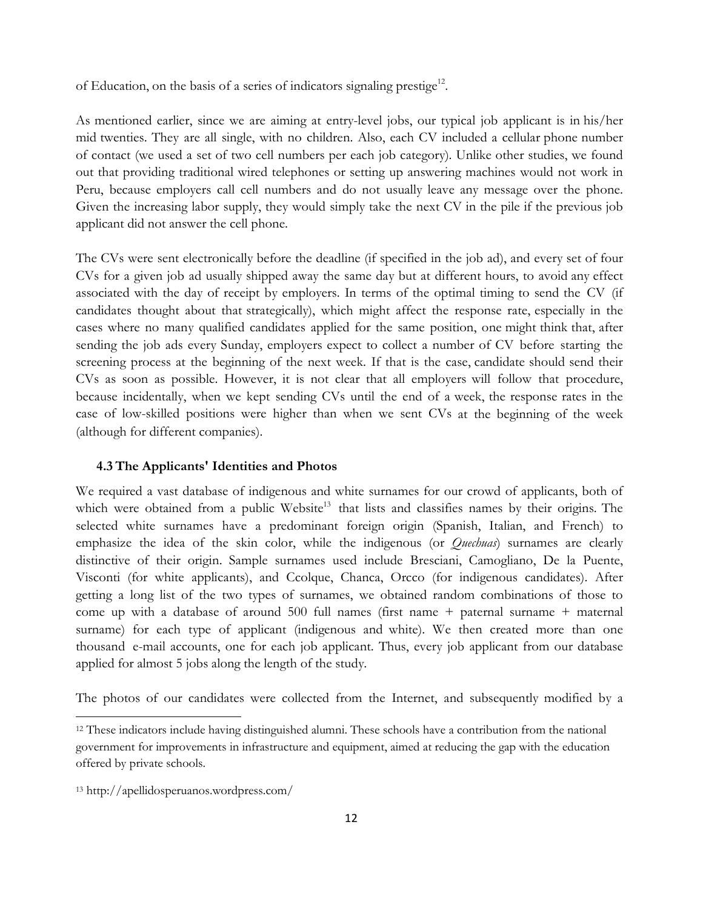of Education, on the basis of a series of indicators signaling prestige[12].

As mentioned earlier, since we are aiming at entry-level jobs, our typical job applicant is in his/her mid twenties. They are all single, with no children. Also, each CV included a cellular phone number of contact (we used a set of two cell numbers per each job category). Unlike other studies, we found out that providing traditional wired telephones or setting up answering machines would not work in Peru, because employers call cell numbers and do not usually leave any message over the phone. Given the increasing labor supply, they would simply take the next CV in the pile if the previous job applicant did not answer the cell phone.

The CVs were sent electronically before the deadline (if specified in the job ad), and every set of four CVs for a given job ad usually shipped away the same day but at different hours, to avoid any effect associated with the day of receipt by employers. In terms of the optimal timing to send the CV (if candidates thought about that strategically), which might affect the response rate, especially in the cases where no many qualified candidates applied for the same position, one might think that, after sending the job ads every Sunday, employers expect to collect a number of CV before starting the screening process at the beginning of the next week. If that is the case, candidate should send their CVs as soon as possible. However, it is not clear that all employers will follow that procedure, because incidentally, when we kept sending CVs until the end of a week, the response rates in the case of low-skilled positions were higher than when we sent CVs at the beginning of the week (although for different companies).

### 4.3 The Applicants' Identities and Photos

We required a vast database of indigenous and white surnames for our crowd of applicants, both of which were obtained from a public Website[13] that lists and classifies names by their origins. The selected white surnames have a predominant foreign origin (Spanish, Italian, and French) to emphasize the idea of the skin color, while the indigenous (or *Quechuas*) surnames are clearly distinctive of their origin. Sample surnames used include Bresciani, Camogliano, De la Puente, Visconti (for white applicants), and Ccolque, Chanca, Orcco (for indigenous candidates). After getting a long list of the two types of surnames, we obtained random combinations of those to come up with a database of around 500 full names (first name + paternal surname + maternal surname) for each type of applicant (indigenous and white). We then created more than one thousand e-mail accounts, one for each job applicant. Thus, every job applicant from our database applied for almost 5 jobs along the length of the study.

The photos of our candidates were collected from the Internet, and subsequently modified by a

---

[12] These indicators include having distinguished alumni. These schools have a contribution from the national government for improvements in infrastructure and equipment, aimed at reducing the gap with the education offered by private schools.

[13] http://apellidosperuanos.wordpress.com/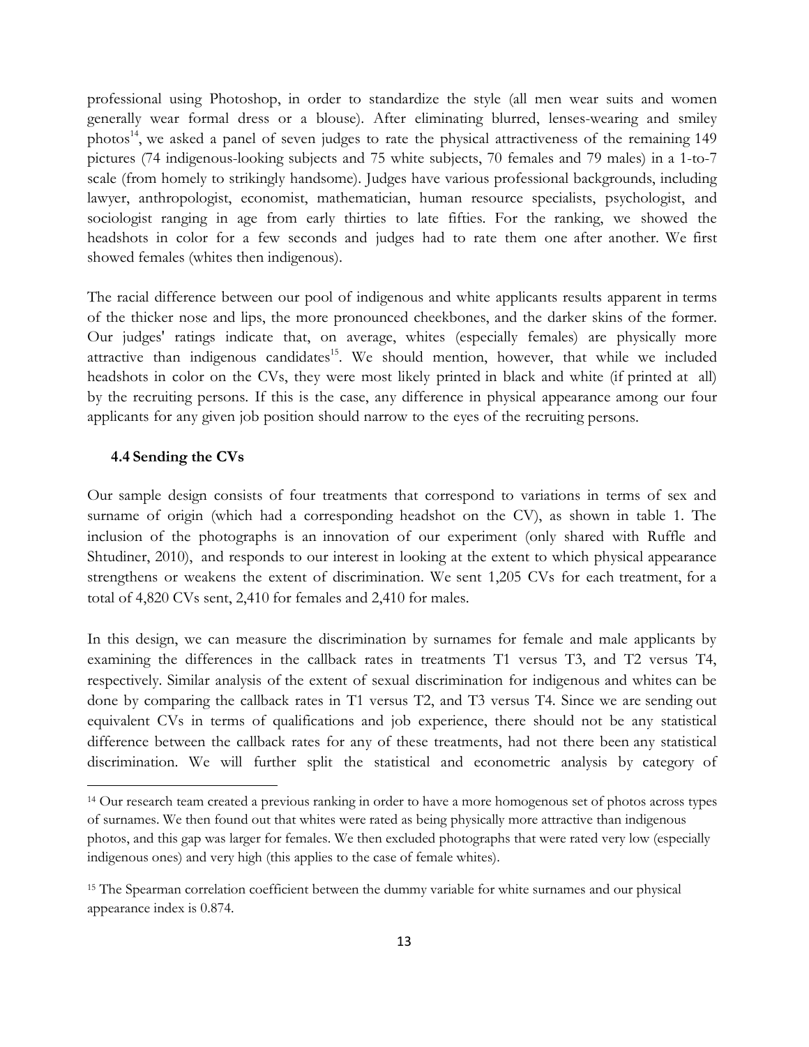professional using Photoshop, in order to standardize the style (all men wear suits and women generally wear formal dress or a blouse). After eliminating blurred, lenses-wearing and smiley photos[14], we asked a panel of seven judges to rate the physical attractiveness of the remaining 149 pictures (74 indigenous-looking subjects and 75 white subjects, 70 females and 79 males) in a 1-to-7 scale (from homely to strikingly handsome). Judges have various professional backgrounds, including lawyer, anthropologist, economist, mathematician, human resource specialists, psychologist, and sociologist ranging in age from early thirties to late fifties. For the ranking, we showed the headshots in color for a few seconds and judges had to rate them one after another. We first showed females (whites then indigenous).

The racial difference between our pool of indigenous and white applicants results apparent in terms of the thicker nose and lips, the more pronounced cheekbones, and the darker skins of the former. Our judges' ratings indicate that, on average, whites (especially females) are physically more attractive than indigenous candidates[15]. We should mention, however, that while we included headshots in color on the CVs, they were most likely printed in black and white (if printed at all) by the recruiting persons. If this is the case, any difference in physical appearance among our four applicants for any given job position should narrow to the eyes of the recruiting persons.

### 4.4 Sending the CVs

Our sample design consists of four treatments that correspond to variations in terms of sex and surname of origin (which had a corresponding headshot on the CV), as shown in table 1. The inclusion of the photographs is an innovation of our experiment (only shared with Ruffle and Shtudiner, 2010), and responds to our interest in looking at the extent to which physical appearance strengthens or weakens the extent of discrimination. We sent 1,205 CVs for each treatment, for a total of 4,820 CVs sent, 2,410 for females and 2,410 for males.

In this design, we can measure the discrimination by surnames for female and male applicants by examining the differences in the callback rates in treatments T1 versus T3, and T2 versus T4, respectively. Similar analysis of the extent of sexual discrimination for indigenous and whites can be done by comparing the callback rates in T1 versus T2, and T3 versus T4. Since we are sending out equivalent CVs in terms of qualifications and job experience, there should not be any statistical difference between the callback rates for any of these treatments, had not there been any statistical discrimination. We will further split the statistical and econometric analysis by category of

---

[14] Our research team created a previous ranking in order to have a more homogenous set of photos across types of surnames. We then found out that whites were rated as being physically more attractive than indigenous photos, and this gap was larger for females. We then excluded photographs that were rated very low (especially indigenous ones) and very high (this applies to the case of female whites).

[15] The Spearman correlation coefficient between the dummy variable for white surnames and our physical appearance index is 0.874.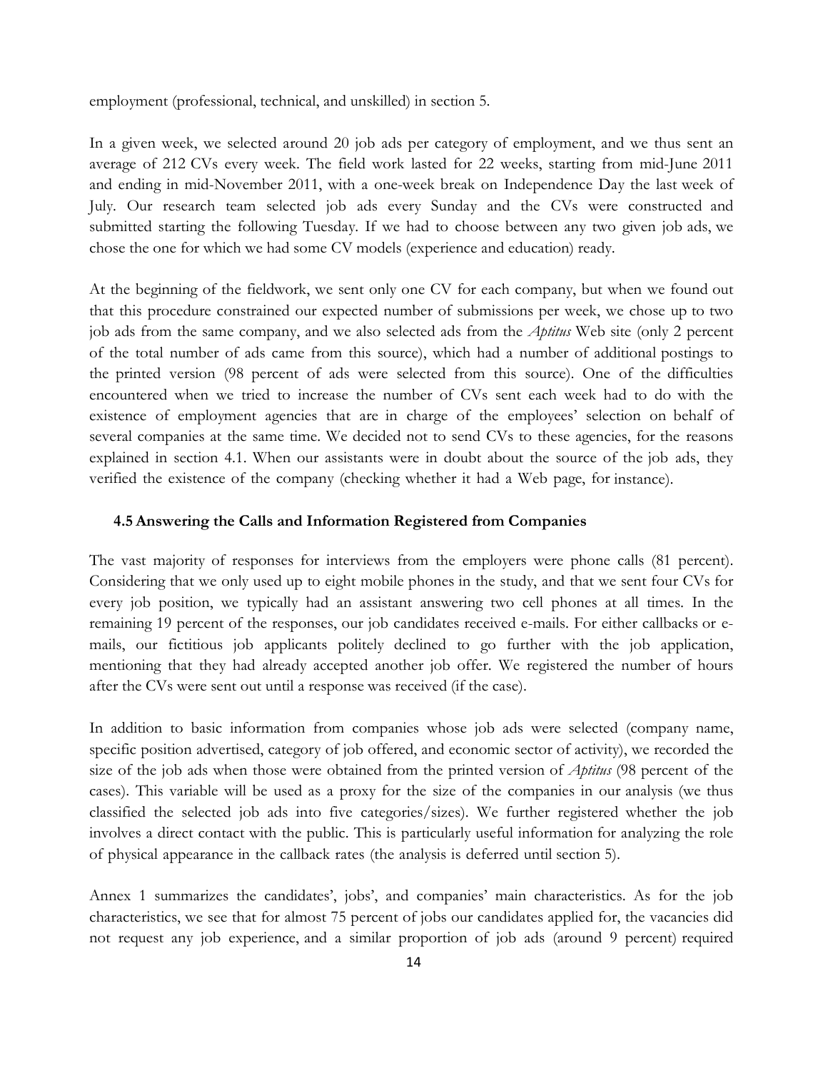employment (professional, technical, and unskilled) in section 5.

In a given week, we selected around 20 job ads per category of employment, and we thus sent an average of 212 CVs every week. The field work lasted for 22 weeks, starting from mid-June 2011 and ending in mid-November 2011, with a one-week break on Independence Day the last week of July. Our research team selected job ads every Sunday and the CVs were constructed and submitted starting the following Tuesday. If we had to choose between any two given job ads, we chose the one for which we had some CV models (experience and education) ready.

At the beginning of the fieldwork, we sent only one CV for each company, but when we found out that this procedure constrained our expected number of submissions per week, we chose up to two job ads from the same company, and we also selected ads from the *Aptitus* Web site (only 2 percent of the total number of ads came from this source), which had a number of additional postings to the printed version (98 percent of ads were selected from this source). One of the difficulties encountered when we tried to increase the number of CVs sent each week had to do with the existence of employment agencies that are in charge of the employees' selection on behalf of several companies at the same time. We decided not to send CVs to these agencies, for the reasons explained in section 4.1. When our assistants were in doubt about the source of the job ads, they verified the existence of the company (checking whether it had a Web page, for instance).

### 4.5 Answering the Calls and Information Registered from Companies

The vast majority of responses for interviews from the employers were phone calls (81 percent). Considering that we only used up to eight mobile phones in the study, and that we sent four CVs for every job position, we typically had an assistant answering two cell phones at all times. In the remaining 19 percent of the responses, our job candidates received e-mails. For either callbacks or e-mails, our fictitious job applicants politely declined to go further with the job application, mentioning that they had already accepted another job offer. We registered the number of hours after the CVs were sent out until a response was received (if the case).

In addition to basic information from companies whose job ads were selected (company name, specific position advertised, category of job offered, and economic sector of activity), we recorded the size of the job ads when those were obtained from the printed version of *Aptitus* (98 percent of the cases). This variable will be used as a proxy for the size of the companies in our analysis (we thus classified the selected job ads into five categories/sizes). We further registered whether the job involves a direct contact with the public. This is particularly useful information for analyzing the role of physical appearance in the callback rates (the analysis is deferred until section 5).

Annex 1 summarizes the candidates', jobs', and companies' main characteristics. As for the job characteristics, we see that for almost 75 percent of jobs our candidates applied for, the vacancies did not request any job experience, and a similar proportion of job ads (around 9 percent) required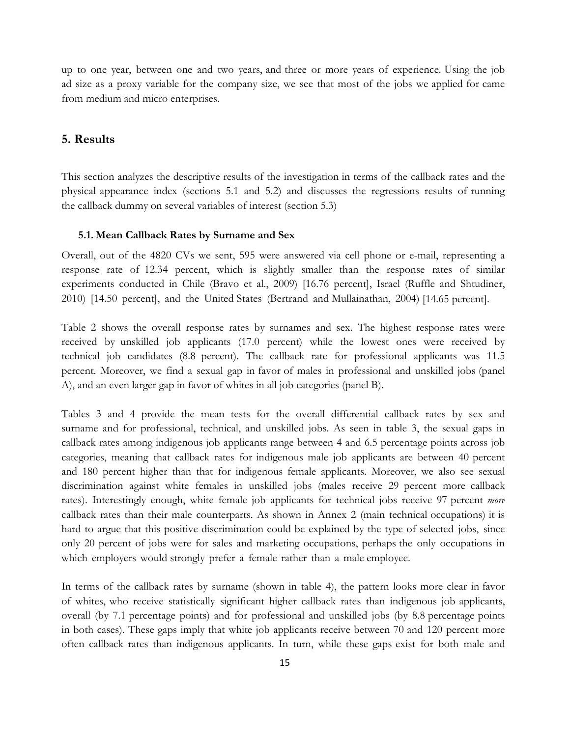up to one year, between one and two years, and three or more years of experience. Using the job ad size as a proxy variable for the company size, we see that most of the jobs we applied for came from medium and micro enterprises.

## 5. Results

This section analyzes the descriptive results of the investigation in terms of the callback rates and the physical appearance index (sections 5.1 and 5.2) and discusses the regressions results of running the callback dummy on several variables of interest (section 5.3)

### 5.1. Mean Callback Rates by Surname and Sex

Overall, out of the 4820 CVs we sent, 595 were answered via cell phone or e-mail, representing a response rate of 12.34 percent, which is slightly smaller than the response rates of similar experiments conducted in Chile (Bravo et al., 2009) [16.76 percent], Israel (Ruffle and Shtudiner, 2010) [14.50 percent], and the United States (Bertrand and Mullainathan, 2004) [14.65 percent].

Table 2 shows the overall response rates by surnames and sex. The highest response rates were received by unskilled job applicants (17.0 percent) while the lowest ones were received by technical job candidates (8.8 percent). The callback rate for professional applicants was 11.5 percent. Moreover, we find a sexual gap in favor of males in professional and unskilled jobs (panel A), and an even larger gap in favor of whites in all job categories (panel B).

Tables 3 and 4 provide the mean tests for the overall differential callback rates by sex and surname and for professional, technical, and unskilled jobs. As seen in table 3, the sexual gaps in callback rates among indigenous job applicants range between 4 and 6.5 percentage points across job categories, meaning that callback rates for indigenous male job applicants are between 40 percent and 180 percent higher than that for indigenous female applicants. Moreover, we also see sexual discrimination against white females in unskilled jobs (males receive 29 percent more callback rates). Interestingly enough, white female job applicants for technical jobs receive 97 percent *more* callback rates than their male counterparts. As shown in Annex 2 (main technical occupations) it is hard to argue that this positive discrimination could be explained by the type of selected jobs, since only 20 percent of jobs were for sales and marketing occupations, perhaps the only occupations in which employers would strongly prefer a female rather than a male employee.

In terms of the callback rates by surname (shown in table 4), the pattern looks more clear in favor of whites, who receive statistically significant higher callback rates than indigenous job applicants, overall (by 7.1 percentage points) and for professional and unskilled jobs (by 8.8 percentage points in both cases). These gaps imply that white job applicants receive between 70 and 120 percent more often callback rates than indigenous applicants. In turn, while these gaps exist for both male and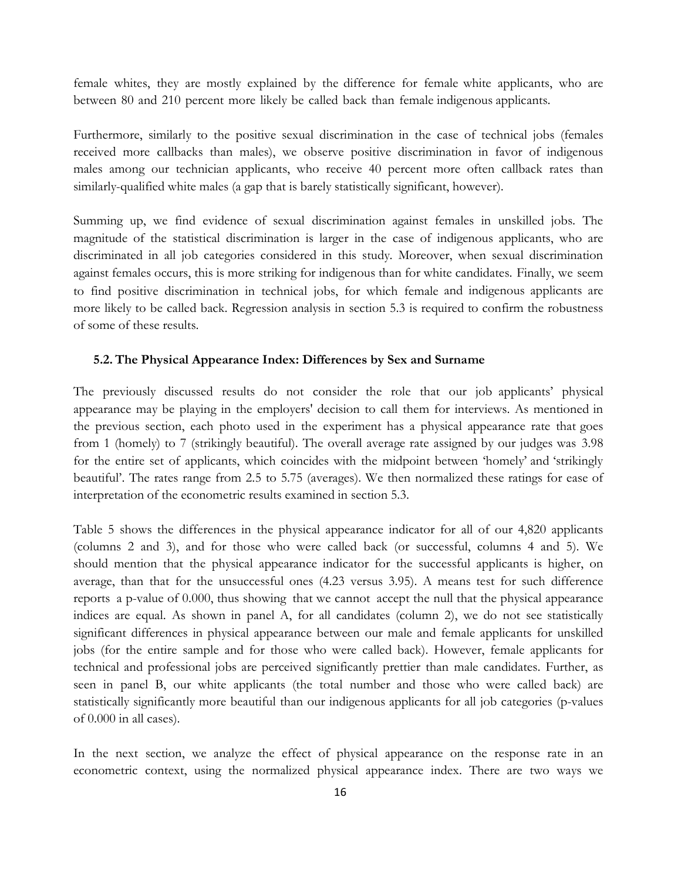female whites, they are mostly explained by the difference for female white applicants, who are between 80 and 210 percent more likely be called back than female indigenous applicants.

Furthermore, similarly to the positive sexual discrimination in the case of technical jobs (females received more callbacks than males), we observe positive discrimination in favor of indigenous males among our technician applicants, who receive 40 percent more often callback rates than similarly-qualified white males (a gap that is barely statistically significant, however).

Summing up, we find evidence of sexual discrimination against females in unskilled jobs. The magnitude of the statistical discrimination is larger in the case of indigenous applicants, who are discriminated in all job categories considered in this study. Moreover, when sexual discrimination against females occurs, this is more striking for indigenous than for white candidates. Finally, we seem to find positive discrimination in technical jobs, for which female and indigenous applicants are more likely to be called back. Regression analysis in section 5.3 is required to confirm the robustness of some of these results.

### 5.2. The Physical Appearance Index: Differences by Sex and Surname

The previously discussed results do not consider the role that our job applicants' physical appearance may be playing in the employers' decision to call them for interviews. As mentioned in the previous section, each photo used in the experiment has a physical appearance rate that goes from 1 (homely) to 7 (strikingly beautiful). The overall average rate assigned by our judges was 3.98 for the entire set of applicants, which coincides with the midpoint between 'homely' and 'strikingly beautiful'. The rates range from 2.5 to 5.75 (averages). We then normalized these ratings for ease of interpretation of the econometric results examined in section 5.3.

Table 5 shows the differences in the physical appearance indicator for all of our 4,820 applicants (columns 2 and 3), and for those who were called back (or successful, columns 4 and 5). We should mention that the physical appearance indicator for the successful applicants is higher, on average, than that for the unsuccessful ones (4.23 versus 3.95). A means test for such difference reports a p-value of 0.000, thus showing that we cannot accept the null that the physical appearance indices are equal. As shown in panel A, for all candidates (column 2), we do not see statistically significant differences in physical appearance between our male and female applicants for unskilled jobs (for the entire sample and for those who were called back). However, female applicants for technical and professional jobs are perceived significantly prettier than male candidates. Further, as seen in panel B, our white applicants (the total number and those who were called back) are statistically significantly more beautiful than our indigenous applicants for all job categories (p-values of 0.000 in all cases).

In the next section, we analyze the effect of physical appearance on the response rate in an econometric context, using the normalized physical appearance index. There are two ways we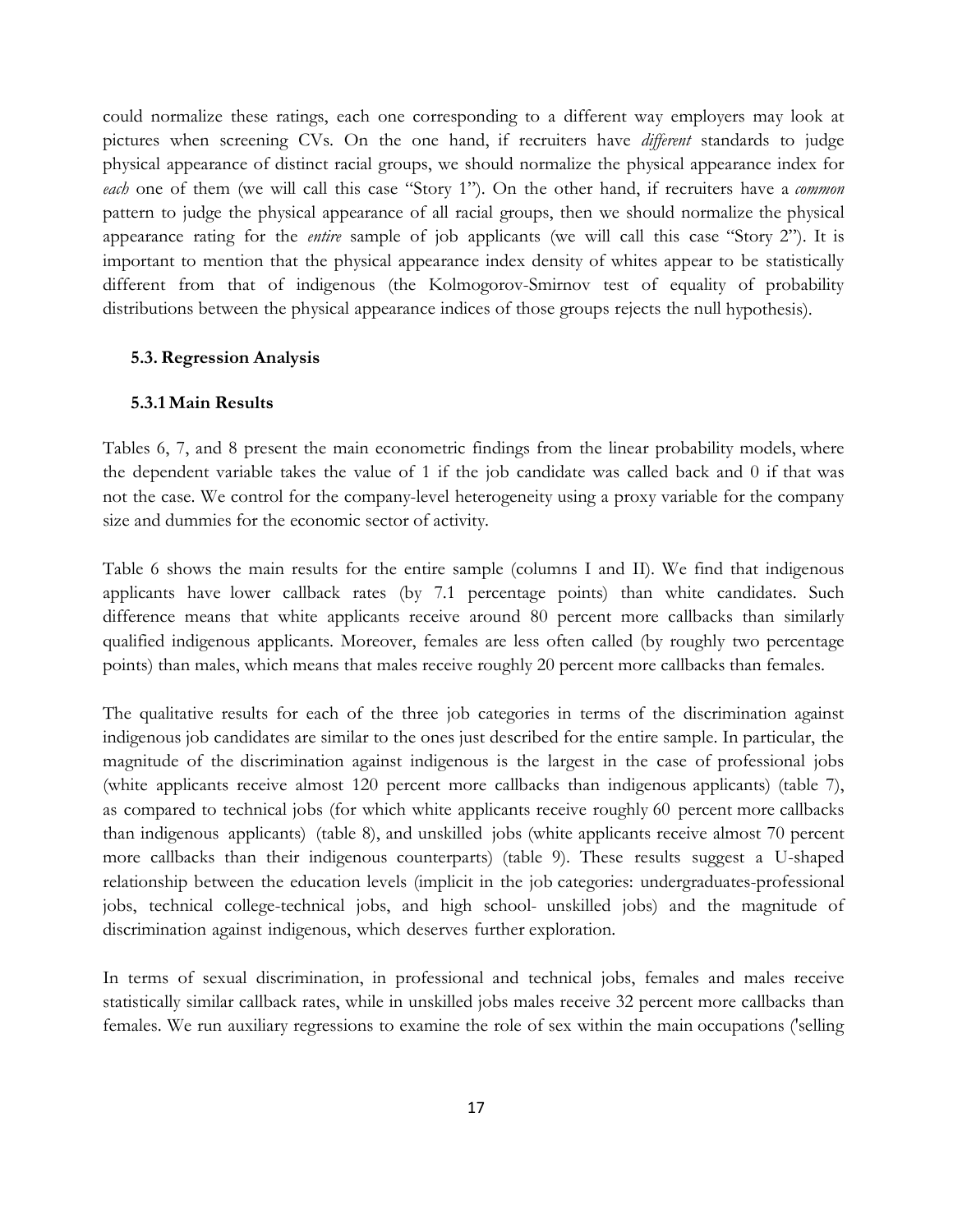could normalize these ratings, each one corresponding to a different way employers may look at pictures when screening CVs. On the one hand, if recruiters have *different* standards to judge physical appearance of distinct racial groups, we should normalize the physical appearance index for *each* one of them (we will call this case "Story 1"). On the other hand, if recruiters have a *common* pattern to judge the physical appearance of all racial groups, then we should normalize the physical appearance rating for the *entire* sample of job applicants (we will call this case "Story 2"). It is important to mention that the physical appearance index density of whites appear to be statistically different from that of indigenous (the Kolmogorov-Smirnov test of equality of probability distributions between the physical appearance indices of those groups rejects the null hypothesis).

### 5.3. Regression Analysis

#### 5.3.1 Main Results

Tables 6, 7, and 8 present the main econometric findings from the linear probability models, where the dependent variable takes the value of 1 if the job candidate was called back and 0 if that was not the case. We control for the company-level heterogeneity using a proxy variable for the company size and dummies for the economic sector of activity.

Table 6 shows the main results for the entire sample (columns I and II). We find that indigenous applicants have lower callback rates (by 7.1 percentage points) than white candidates. Such difference means that white applicants receive around 80 percent more callbacks than similarly qualified indigenous applicants. Moreover, females are less often called (by roughly two percentage points) than males, which means that males receive roughly 20 percent more callbacks than females.

The qualitative results for each of the three job categories in terms of the discrimination against indigenous job candidates are similar to the ones just described for the entire sample. In particular, the magnitude of the discrimination against indigenous is the largest in the case of professional jobs (white applicants receive almost 120 percent more callbacks than indigenous applicants) (table 7), as compared to technical jobs (for which white applicants receive roughly 60 percent more callbacks than indigenous applicants) (table 8), and unskilled jobs (white applicants receive almost 70 percent more callbacks than their indigenous counterparts) (table 9). These results suggest a U-shaped relationship between the education levels (implicit in the job categories: undergraduates-professional jobs, technical college-technical jobs, and high school- unskilled jobs) and the magnitude of discrimination against indigenous, which deserves further exploration.

In terms of sexual discrimination, in professional and technical jobs, females and males receive statistically similar callback rates, while in unskilled jobs males receive 32 percent more callbacks than females. We run auxiliary regressions to examine the role of sex within the main occupations ('selling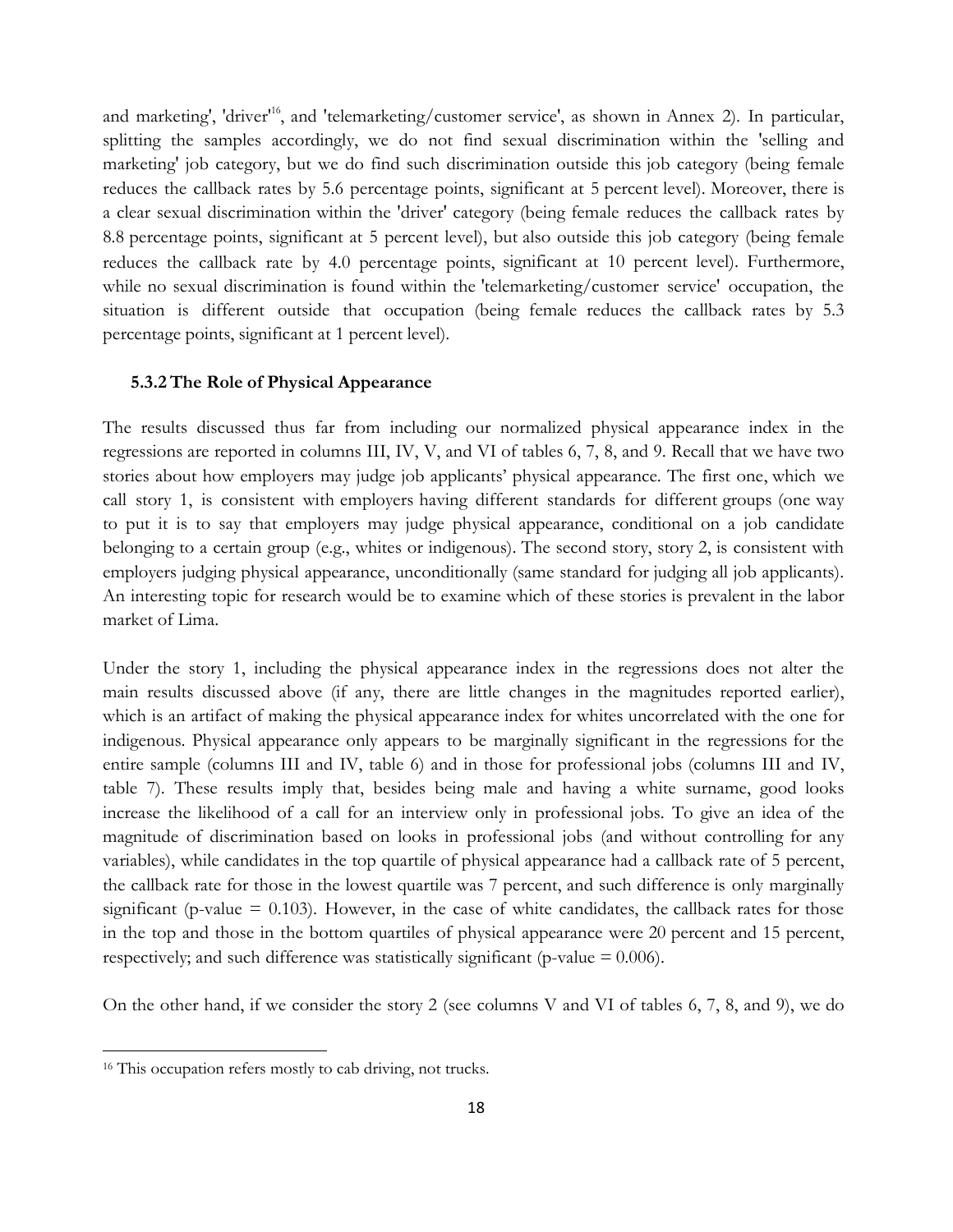and marketing', 'driver'[16], and 'telemarketing/customer service', as shown in Annex 2). In particular, splitting the samples accordingly, we do not find sexual discrimination within the 'selling and marketing' job category, but we do find such discrimination outside this job category (being female reduces the callback rates by 5.6 percentage points, significant at 5 percent level). Moreover, there is a clear sexual discrimination within the 'driver' category (being female reduces the callback rates by 8.8 percentage points, significant at 5 percent level), but also outside this job category (being female reduces the callback rate by 4.0 percentage points, significant at 10 percent level). Furthermore, while no sexual discrimination is found within the 'telemarketing/customer service' occupation, the situation is different outside that occupation (being female reduces the callback rates by 5.3 percentage points, significant at 1 percent level).

### 5.3.2 The Role of Physical Appearance

The results discussed thus far from including our normalized physical appearance index in the regressions are reported in columns III, IV, V, and VI of tables 6, 7, 8, and 9. Recall that we have two stories about how employers may judge job applicants' physical appearance. The first one, which we call story 1, is consistent with employers having different standards for different groups (one way to put it is to say that employers may judge physical appearance, conditional on a job candidate belonging to a certain group (e.g., whites or indigenous). The second story, story 2, is consistent with employers judging physical appearance, unconditionally (same standard for judging all job applicants). An interesting topic for research would be to examine which of these stories is prevalent in the labor market of Lima.

Under the story 1, including the physical appearance index in the regressions does not alter the main results discussed above (if any, there are little changes in the magnitudes reported earlier), which is an artifact of making the physical appearance index for whites uncorrelated with the one for indigenous. Physical appearance only appears to be marginally significant in the regressions for the entire sample (columns III and IV, table 6) and in those for professional jobs (columns III and IV, table 7). These results imply that, besides being male and having a white surname, good looks increase the likelihood of a call for an interview only in professional jobs. To give an idea of the magnitude of discrimination based on looks in professional jobs (and without controlling for any variables), while candidates in the top quartile of physical appearance had a callback rate of 5 percent, the callback rate for those in the lowest quartile was 7 percent, and such difference is only marginally significant (p-value = 0.103). However, in the case of white candidates, the callback rates for those in the top and those in the bottom quartiles of physical appearance were 20 percent and 15 percent, respectively; and such difference was statistically significant (p-value = 0.006).

On the other hand, if we consider the story 2 (see columns V and VI of tables 6, 7, 8, and 9), we do

[16] This occupation refers mostly to cab driving, not trucks.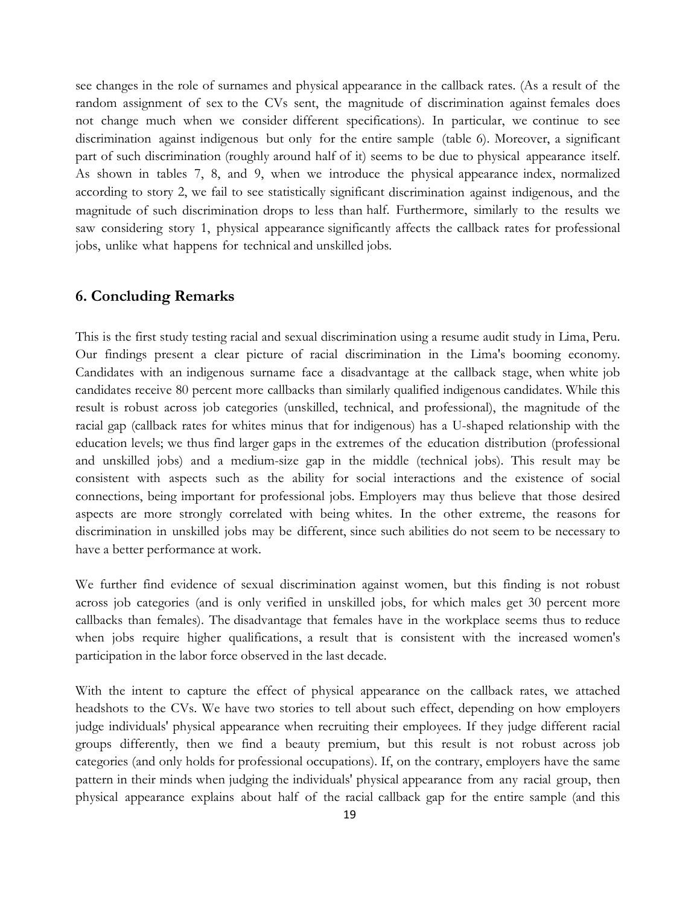see changes in the role of surnames and physical appearance in the callback rates. (As a result of the random assignment of sex to the CVs sent, the magnitude of discrimination against females does not change much when we consider different specifications). In particular, we continue to see discrimination against indigenous but only for the entire sample (table 6). Moreover, a significant part of such discrimination (roughly around half of it) seems to be due to physical appearance itself. As shown in tables 7, 8, and 9, when we introduce the physical appearance index, normalized according to story 2, we fail to see statistically significant discrimination against indigenous, and the magnitude of such discrimination drops to less than half. Furthermore, similarly to the results we saw considering story 1, physical appearance significantly affects the callback rates for professional jobs, unlike what happens for technical and unskilled jobs.

## 6. Concluding Remarks

This is the first study testing racial and sexual discrimination using a resume audit study in Lima, Peru. Our findings present a clear picture of racial discrimination in the Lima's booming economy. Candidates with an indigenous surname face a disadvantage at the callback stage, when white job candidates receive 80 percent more callbacks than similarly qualified indigenous candidates. While this result is robust across job categories (unskilled, technical, and professional), the magnitude of the racial gap (callback rates for whites minus that for indigenous) has a U-shaped relationship with the education levels; we thus find larger gaps in the extremes of the education distribution (professional and unskilled jobs) and a medium-size gap in the middle (technical jobs). This result may be consistent with aspects such as the ability for social interactions and the existence of social connections, being important for professional jobs. Employers may thus believe that those desired aspects are more strongly correlated with being whites. In the other extreme, the reasons for discrimination in unskilled jobs may be different, since such abilities do not seem to be necessary to have a better performance at work.

We further find evidence of sexual discrimination against women, but this finding is not robust across job categories (and is only verified in unskilled jobs, for which males get 30 percent more callbacks than females). The disadvantage that females have in the workplace seems thus to reduce when jobs require higher qualifications, a result that is consistent with the increased women's participation in the labor force observed in the last decade.

With the intent to capture the effect of physical appearance on the callback rates, we attached headshots to the CVs. We have two stories to tell about such effect, depending on how employers judge individuals' physical appearance when recruiting their employees. If they judge different racial groups differently, then we find a beauty premium, but this result is not robust across job categories (and only holds for professional occupations). If, on the contrary, employers have the same pattern in their minds when judging the individuals' physical appearance from any racial group, then physical appearance explains about half of the racial callback gap for the entire sample (and this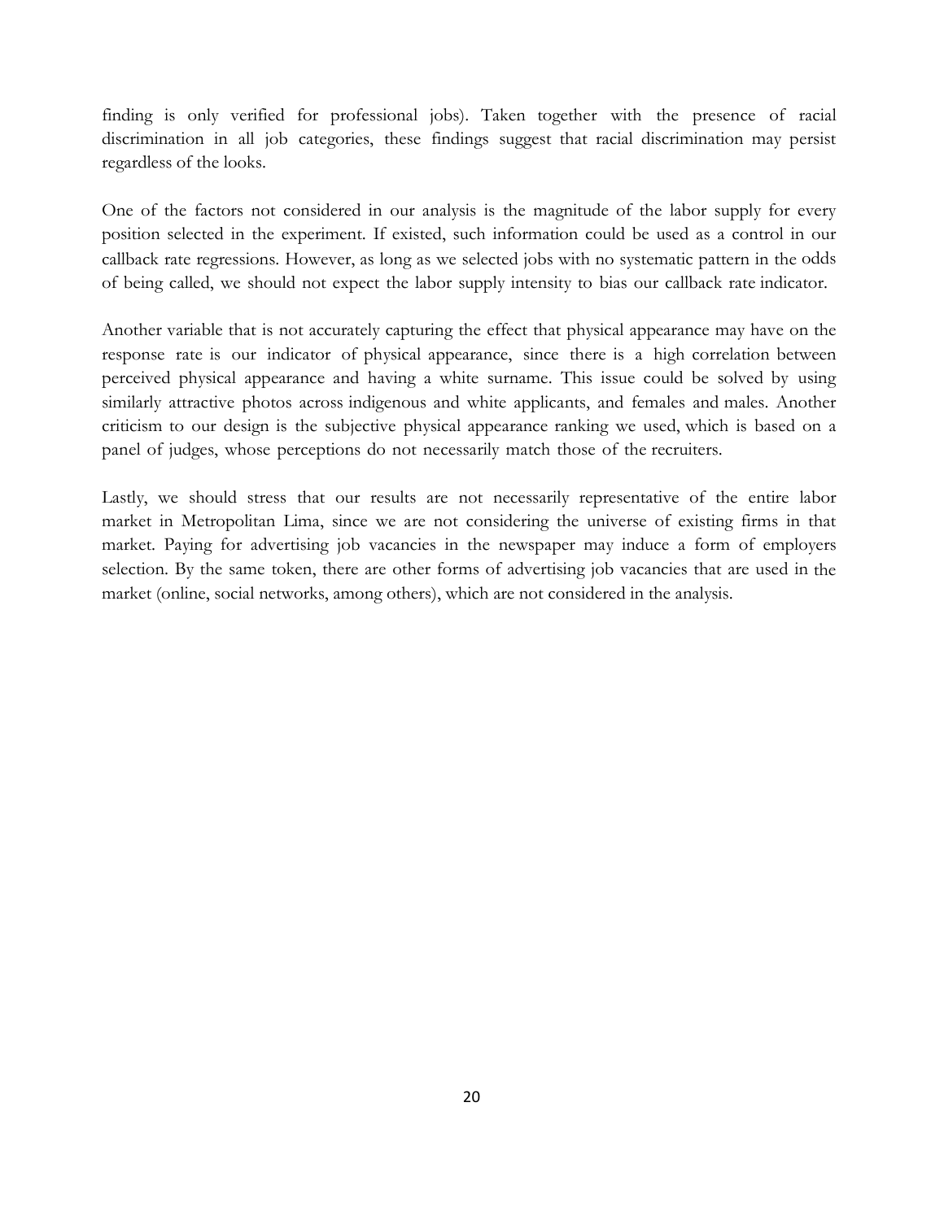finding is only verified for professional jobs). Taken together with the presence of racial discrimination in all job categories, these findings suggest that racial discrimination may persist regardless of the looks.

One of the factors not considered in our analysis is the magnitude of the labor supply for every position selected in the experiment. If existed, such information could be used as a control in our callback rate regressions. However, as long as we selected jobs with no systematic pattern in the odds of being called, we should not expect the labor supply intensity to bias our callback rate indicator.

Another variable that is not accurately capturing the effect that physical appearance may have on the response rate is our indicator of physical appearance, since there is a high correlation between perceived physical appearance and having a white surname. This issue could be solved by using similarly attractive photos across indigenous and white applicants, and females and males. Another criticism to our design is the subjective physical appearance ranking we used, which is based on a panel of judges, whose perceptions do not necessarily match those of the recruiters.

Lastly, we should stress that our results are not necessarily representative of the entire labor market in Metropolitan Lima, since we are not considering the universe of existing firms in that market. Paying for advertising job vacancies in the newspaper may induce a form of employers selection. By the same token, there are other forms of advertising job vacancies that are used in the market (online, social networks, among others), which are not considered in the analysis.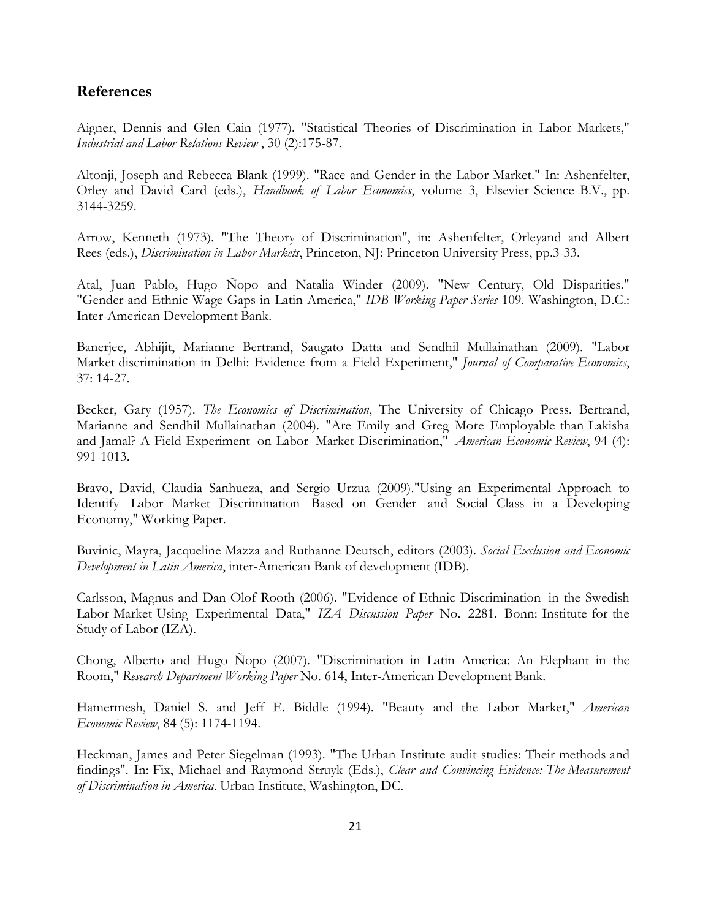## References

Aigner, Dennis and Glen Cain (1977). "Statistical Theories of Discrimination in Labor Markets," *Industrial and Labor Relations Review* , 30 (2):175-87.

Altonji, Joseph and Rebecca Blank (1999). "Race and Gender in the Labor Market." In: Ashenfelter, Orley and David Card (eds.), *Handbook of Labor Economics*, volume 3, Elsevier Science B.V., pp. 3144-3259.

Arrow, Kenneth (1973). "The Theory of Discrimination", in: Ashenfelter, Orleyand and Albert Rees (eds.), *Discrimination in Labor Markets*, Princeton, NJ: Princeton University Press, pp.3-33.

Atal, Juan Pablo, Hugo Ñopo and Natalia Winder (2009). "New Century, Old Disparities." "Gender and Ethnic Wage Gaps in Latin America," *IDB Working Paper Series* 109. Washington, D.C.: Inter-American Development Bank.

Banerjee, Abhijit, Marianne Bertrand, Saugato Datta and Sendhil Mullainathan (2009). "Labor Market discrimination in Delhi: Evidence from a Field Experiment," *Journal of Comparative Economics*, 37: 14-27.

Becker, Gary (1957). *The Economics of Discrimination*, The University of Chicago Press. Bertrand, Marianne and Sendhil Mullainathan (2004). "Are Emily and Greg More Employable than Lakisha and Jamal? A Field Experiment on Labor Market Discrimination," *American Economic Review*, 94 (4): 991-1013.

Bravo, David, Claudia Sanhueza, and Sergio Urzua (2009)."Using an Experimental Approach to Identify Labor Market Discrimination Based on Gender and Social Class in a Developing Economy," Working Paper.

Buvinic, Mayra, Jacqueline Mazza and Ruthanne Deutsch, editors (2003). *Social Exclusion and Economic Development in Latin America*, inter-American Bank of development (IDB).

Carlsson, Magnus and Dan-Olof Rooth (2006). "Evidence of Ethnic Discrimination in the Swedish Labor Market Using Experimental Data," *IZA Discussion Paper* No. 2281. Bonn: Institute for the Study of Labor (IZA).

Chong, Alberto and Hugo Ñopo (2007). "Discrimination in Latin America: An Elephant in the Room," *Research Department Working Paper* No. 614, Inter-American Development Bank.

Hamermesh, Daniel S. and Jeff E. Biddle (1994). "Beauty and the Labor Market," *American Economic Review*, 84 (5): 1174-1194.

Heckman, James and Peter Siegelman (1993). "The Urban Institute audit studies: Their methods and findings". In: Fix, Michael and Raymond Struyk (Eds.), *Clear and Convincing Evidence: The Measurement of Discrimination in America*. Urban Institute, Washington, DC.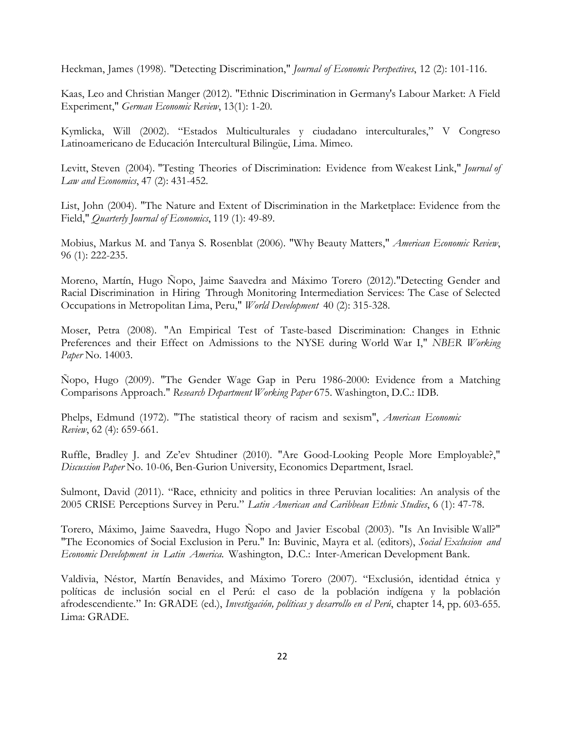Heckman, James (1998). "Detecting Discrimination," *Journal of Economic Perspectives*, 12 (2): 101-116.

Kaas, Leo and Christian Manger (2012). "Ethnic Discrimination in Germany's Labour Market: A Field Experiment," *German Economic Review*, 13(1): 1-20.

Kymlicka, Will (2002). "Estados Multiculturales y ciudadano interculturales," V Congreso Latinoamericano de Educación Intercultural Bilingüe, Lima. Mimeo.

Levitt, Steven (2004). "Testing Theories of Discrimination: Evidence from Weakest Link," *Journal of Law and Economics*, 47 (2): 431-452.

List, John (2004). "The Nature and Extent of Discrimination in the Marketplace: Evidence from the Field," *Quarterly Journal of Economics*, 119 (1): 49-89.

Mobius, Markus M. and Tanya S. Rosenblat (2006). "Why Beauty Matters," *American Economic Review*, 96 (1): 222-235.

Moreno, Martín, Hugo Ñopo, Jaime Saavedra and Máximo Torero (2012)."Detecting Gender and Racial Discrimination in Hiring Through Monitoring Intermediation Services: The Case of Selected Occupations in Metropolitan Lima, Peru," *World Development* 40 (2): 315-328.

Moser, Petra (2008). "An Empirical Test of Taste-based Discrimination: Changes in Ethnic Preferences and their Effect on Admissions to the NYSE during World War I," *NBER Working Paper* No. 14003.

Ñopo, Hugo (2009). "The Gender Wage Gap in Peru 1986-2000: Evidence from a Matching Comparisons Approach." *Research Department Working Paper* 675. Washington, D.C.: IDB.

Phelps, Edmund (1972). "The statistical theory of racism and sexism", *American Economic Review*, 62 (4): 659-661.

Ruffle, Bradley J. and Ze'ev Shtudiner (2010). "Are Good-Looking People More Employable?," *Discussion Paper* No. 10-06, Ben-Gurion University, Economics Department, Israel.

Sulmont, David (2011). "Race, ethnicity and politics in three Peruvian localities: An analysis of the 2005 CRISE Perceptions Survey in Peru." *Latin American and Caribbean Ethnic Studies*, 6 (1): 47-78.

Torero, Máximo, Jaime Saavedra, Hugo Ñopo and Javier Escobal (2003). "Is An Invisible Wall?" "The Economics of Social Exclusion in Peru." In: Buvinic, Mayra et al. (editors), *Social Exclusion and Economic Development in Latin America.* Washington, D.C.: Inter-American Development Bank.

Valdivia, Néstor, Martín Benavides, and Máximo Torero (2007). "Exclusión, identidad étnica y políticas de inclusión social en el Perú: el caso de la población indígena y la población afrodescendiente." In: GRADE (ed.), *Investigación, políticas y desarrollo en el Perú*, chapter 14, pp. 603-655. Lima: GRADE.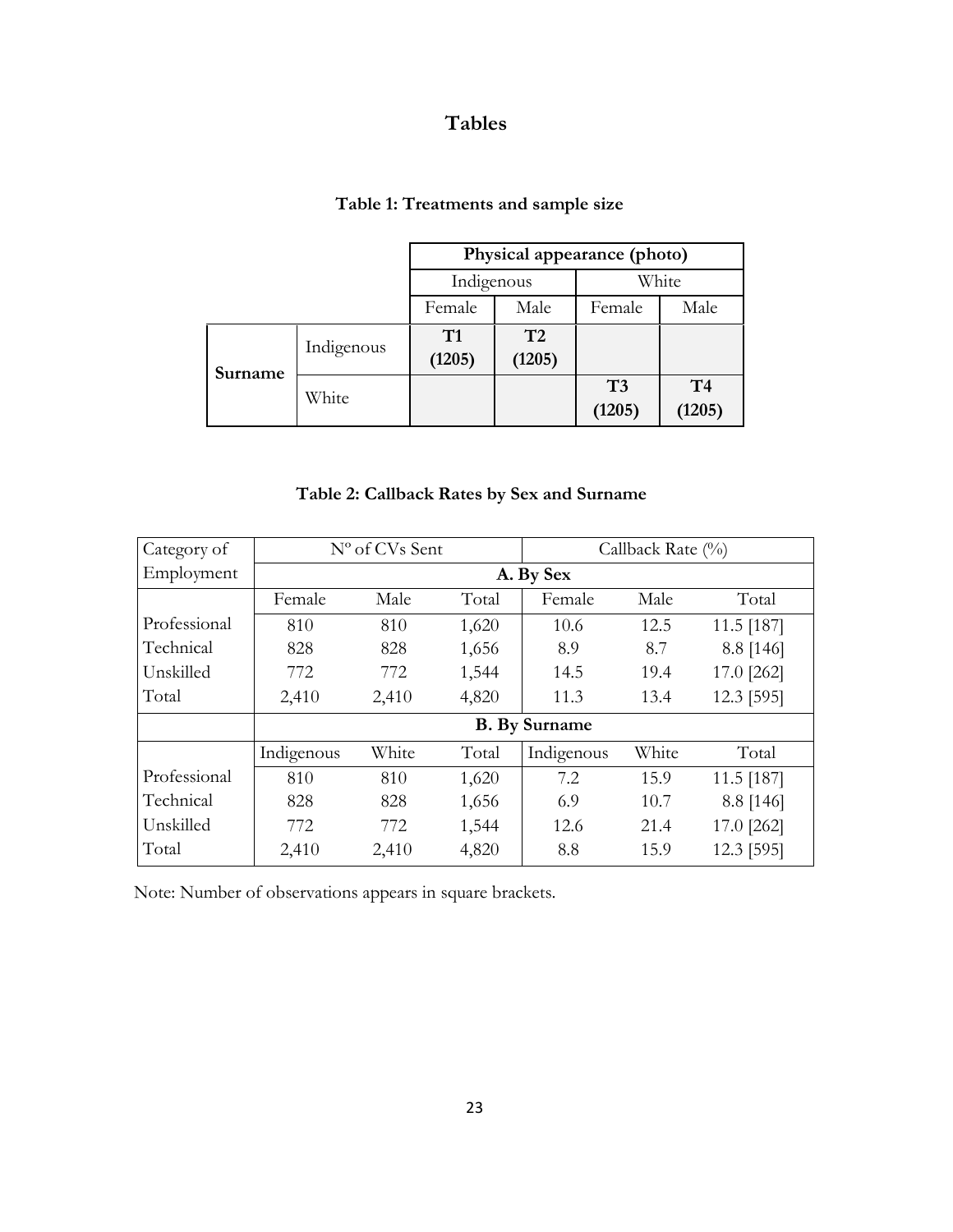# Tables

**Table 1: Treatments and sample size**

| | | Physical appearance (photo) | | | |
|---|---|---|---|---|---|
| | | Indigenous | | White | |
| | | Female | Male | Female | Male |
| **Surname** | Indigenous | **T1 (1205)** | **T2 (1205)** | | |
| | White | | | **T3 (1205)** | **T4 (1205)** |

**Table 2: Callback Rates by Sex and Surname**

| Category of Employment | Nº of CVs Sent | | | Callback Rate (%) | | |
|---|---|---|---|---|---|---|
| | **A. By Sex** | | | | | |
| | Female | Male | Total | Female | Male | Total |
| Professional | 810 | 810 | 1,620 | 10.6 | 12.5 | 11.5 [187] |
| Technical | 828 | 828 | 1,656 | 8.9 | 8.7 | 8.8 [146] |
| Unskilled | 772 | 772 | 1,544 | 14.5 | 19.4 | 17.0 [262] |
| Total | 2,410 | 2,410 | 4,820 | 11.3 | 13.4 | 12.3 [595] |
| | **B. By Surname** | | | | | |
| | Indigenous | White | Total | Indigenous | White | Total |
| Professional | 810 | 810 | 1,620 | 7.2 | 15.9 | 11.5 [187] |
| Technical | 828 | 828 | 1,656 | 6.9 | 10.7 | 8.8 [146] |
| Unskilled | 772 | 772 | 1,544 | 12.6 | 21.4 | 17.0 [262] |
| Total | 2,410 | 2,410 | 4,820 | 8.8 | 15.9 | 12.3 [595] |

Note: Number of observations appears in square brackets.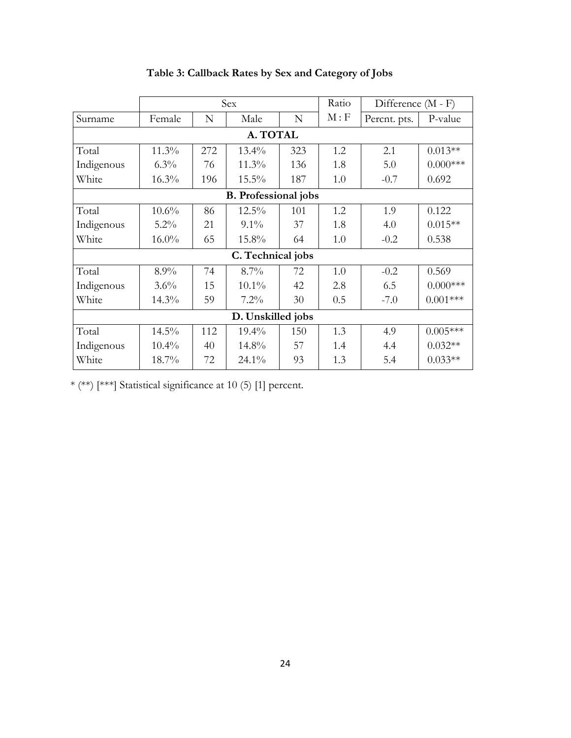**Table 3: Callback Rates by Sex and Category of Jobs**

| | Sex | | | | Ratio | Difference (M - F) | |
|---|---|---|---|---|---|---|---|
| Surname | Female | N | Male | N | M : F | Percnt. pts. | P-value |
| **A. TOTAL** | | | | | | | |
| Total | 11.3% | 272 | 13.4% | 323 | 1.2 | 2.1 | 0.013** |
| Indigenous | 6.3% | 76 | 11.3% | 136 | 1.8 | 5.0 | 0.000*** |
| White | 16.3% | 196 | 15.5% | 187 | 1.0 | -0.7 | 0.692 |
| **B. Professional jobs** | | | | | | | |
| Total | 10.6% | 86 | 12.5% | 101 | 1.2 | 1.9 | 0.122 |
| Indigenous | 5.2% | 21 | 9.1% | 37 | 1.8 | 4.0 | 0.015** |
| White | 16.0% | 65 | 15.8% | 64 | 1.0 | -0.2 | 0.538 |
| **C. Technical jobs** | | | | | | | |
| Total | 8.9% | 74 | 8.7% | 72 | 1.0 | -0.2 | 0.569 |
| Indigenous | 3.6% | 15 | 10.1% | 42 | 2.8 | 6.5 | 0.000*** |
| White | 14.3% | 59 | 7.2% | 30 | 0.5 | -7.0 | 0.001*** |
| **D. Unskilled jobs** | | | | | | | |
| Total | 14.5% | 112 | 19.4% | 150 | 1.3 | 4.9 | 0.005*** |
| Indigenous | 10.4% | 40 | 14.8% | 57 | 1.4 | 4.4 | 0.032** |
| White | 18.7% | 72 | 24.1% | 93 | 1.3 | 5.4 | 0.033** |

* (**) [***] Statistical significance at 10 (5) [1] percent.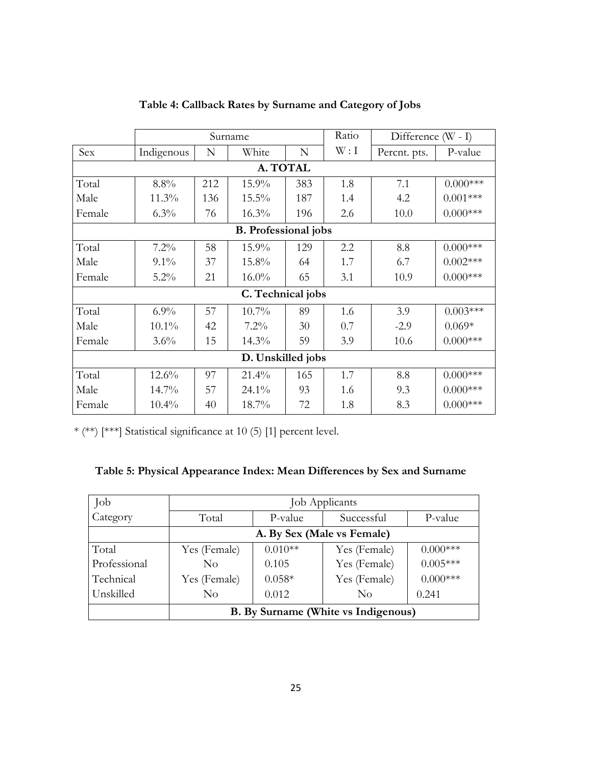**Table 4: Callback Rates by Surname and Category of Jobs**

| | Surname | | | | Ratio | Difference (W - I) | |
|---|---|---|---|---|---|---|---|
| Sex | Indigenous | N | White | N | W : I | Percnt. pts. | P-value |
| **A. TOTAL** | | | | | | | |
| Total | 8.8% | 212 | 15.9% | 383 | 1.8 | 7.1 | 0.000*** |
| Male | 11.3% | 136 | 15.5% | 187 | 1.4 | 4.2 | 0.001*** |
| Female | 6.3% | 76 | 16.3% | 196 | 2.6 | 10.0 | 0.000*** |
| **B. Professional jobs** | | | | | | | |
| Total | 7.2% | 58 | 15.9% | 129 | 2.2 | 8.8 | 0.000*** |
| Male | 9.1% | 37 | 15.8% | 64 | 1.7 | 6.7 | 0.002*** |
| Female | 5.2% | 21 | 16.0% | 65 | 3.1 | 10.9 | 0.000*** |
| **C. Technical jobs** | | | | | | | |
| Total | 6.9% | 57 | 10.7% | 89 | 1.6 | 3.9 | 0.003*** |
| Male | 10.1% | 42 | 7.2% | 30 | 0.7 | -2.9 | 0.069* |
| Female | 3.6% | 15 | 14.3% | 59 | 3.9 | 10.6 | 0.000*** |
| **D. Unskilled jobs** | | | | | | | |
| Total | 12.6% | 97 | 21.4% | 165 | 1.7 | 8.8 | 0.000*** |
| Male | 14.7% | 57 | 24.1% | 93 | 1.6 | 9.3 | 0.000*** |
| Female | 10.4% | 40 | 18.7% | 72 | 1.8 | 8.3 | 0.000*** |

* (**) [***] Statistical significance at 10 (5) [1] percent level.

**Table 5: Physical Appearance Index: Mean Differences by Sex and Surname**

| Job | Job Applicants | | | |
|---|---|---|---|---|
| Category | Total | P-value | Successful | P-value |
| | **A. By Sex (Male vs Female)** | | | |
| Total | Yes (Female) | 0.010** | Yes (Female) | 0.000*** |
| Professional | No | 0.105 | Yes (Female) | 0.005*** |
| Technical | Yes (Female) | 0.058* | Yes (Female) | 0.000*** |
| Unskilled | No | 0.012 | No | 0.241 |
| | **B. By Surname (White vs Indigenous)** | | | |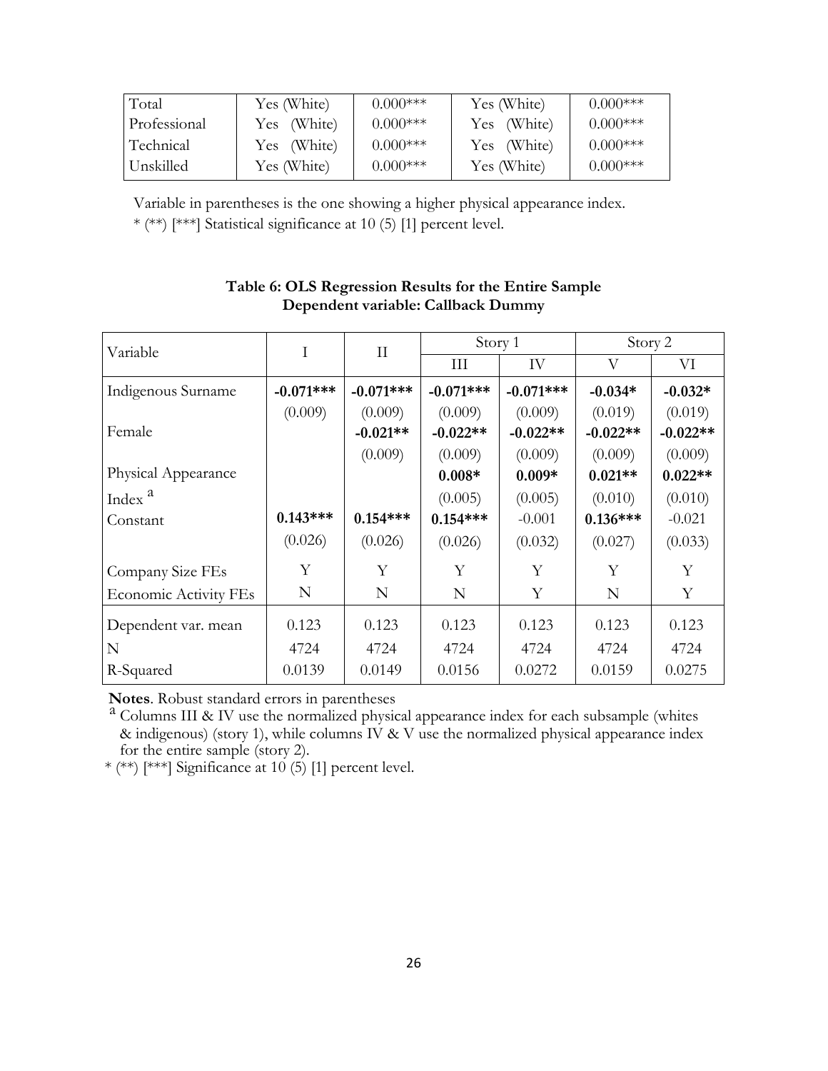| | | | | |
|---|---|---|---|---|
| Total | Yes (White) | 0.000*** | Yes (White) | 0.000*** |
| Professional | Yes (White) | 0.000*** | Yes (White) | 0.000*** |
| Technical | Yes (White) | 0.000*** | Yes (White) | 0.000*** |
| Unskilled | Yes (White) | 0.000*** | Yes (White) | 0.000*** |

Variable in parentheses is the one showing a higher physical appearance index.
* (**) [***] Statistical significance at 10 (5) [1] percent level.

**Table 6: OLS Regression Results for the Entire Sample**
**Dependent variable: Callback Dummy**

| Variable | I | II | Story 1 | | Story 2 | |
|---|---|---|---|---|---|---|
| | | | III | IV | V | VI |
| Indigenous Surname | **-0.071*****<br>(0.009) | **-0.071*****<br>(0.009) | **-0.071*****<br>(0.009) | **-0.071*****<br>(0.009) | **-0.034***<br>(0.019) | **-0.032***<br>(0.019) |
| Female | | **-0.021****<br>(0.009) | **-0.022****<br>(0.009) | **-0.022****<br>(0.009) | **-0.022****<br>(0.009) | **-0.022****<br>(0.009) |
| Physical Appearance Index [a] | | | **0.008***<br>(0.005) | **0.009***<br>(0.005) | **0.021****<br>(0.010) | **0.022****<br>(0.010) |
| Constant | **0.143*****<br>(0.026) | **0.154*****<br>(0.026) | **0.154*****<br>(0.026) | -0.001<br>(0.032) | **0.136*****<br>(0.027) | -0.021<br>(0.033) |
| Company Size FEs | Y | Y | Y | Y | Y | Y |
| Economic Activity FEs | N | N | N | Y | N | Y |
| Dependent var. mean | 0.123 | 0.123 | 0.123 | 0.123 | 0.123 | 0.123 |
| N | 4724 | 4724 | 4724 | 4724 | 4724 | 4724 |
| R-Squared | 0.0139 | 0.0149 | 0.0156 | 0.0272 | 0.0159 | 0.0275 |

**Notes**. Robust standard errors in parentheses
[a] Columns III & IV use the normalized physical appearance index for each subsample (whites & indigenous) (story 1), while columns IV & V use the normalized physical appearance index for the entire sample (story 2).
* (**) [***] Significance at 10 (5) [1] percent level.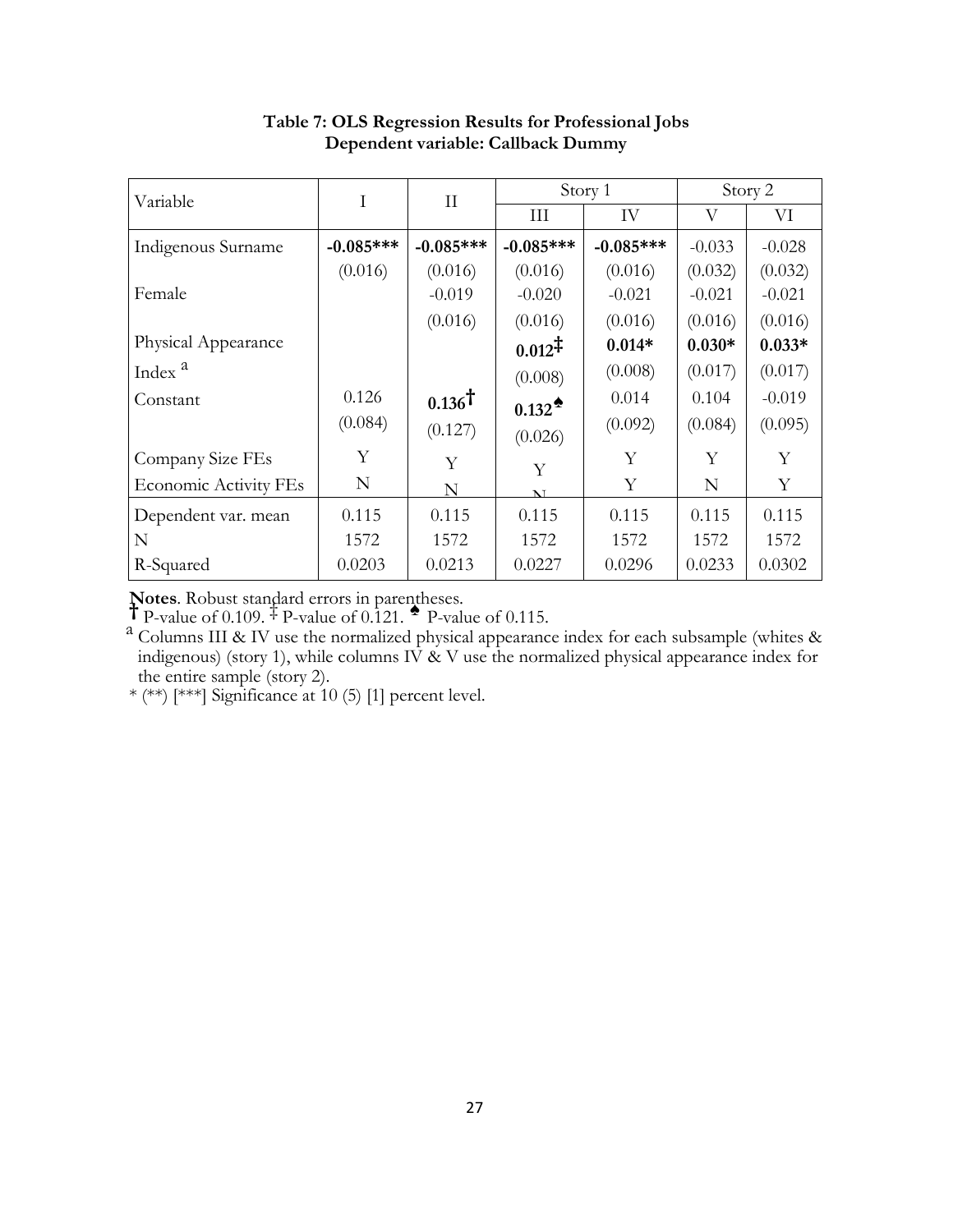**Table 7: OLS Regression Results for Professional Jobs**
**Dependent variable: Callback Dummy**

| Variable | I | II | Story 1 | | Story 2 | |
|---|---|---|---|---|---|---|
| | | | III | IV | V | VI |
| Indigenous Surname | **-0.085*** ** | **-0.085*** ** | **-0.085*** ** | **-0.085*** ** | -0.033 | -0.028 |
| | (0.016) | (0.016) | (0.016) | (0.016) | (0.032) | (0.032) |
| Female | | -0.019 | -0.020 | -0.021 | -0.021 | -0.021 |
| | | (0.016) | (0.016) | (0.016) | (0.016) | (0.016) |
| Physical Appearance Index [a] | | | **0.012‡** | **0.014*** | **0.030*** | **0.033*** |
| | | | (0.008) | (0.008) | (0.017) | (0.017) |
| Constant | 0.126 | **0.136†** | **0.132♠** | 0.014 | 0.104 | -0.019 |
| | (0.084) | (0.127) | (0.026) | (0.092) | (0.084) | (0.095) |
| Company Size FEs | Y | Y | Y | Y | Y | Y |
| Economic Activity FEs | N | N | N | Y | N | Y |
| Dependent var. mean | 0.115 | 0.115 | 0.115 | 0.115 | 0.115 | 0.115 |
| N | 1572 | 1572 | 1572 | 1572 | 1572 | 1572 |
| R-Squared | 0.0203 | 0.0213 | 0.0227 | 0.0296 | 0.0233 | 0.0302 |

**Notes**. Robust standard errors in parentheses.
† P-value of 0.109. ‡ P-value of 0.121. ♠ P-value of 0.115.
[a] Columns III & IV use the normalized physical appearance index for each subsample (whites & indigenous) (story 1), while columns IV & V use the normalized physical appearance index for the entire sample (story 2).
* (**) [***] Significance at 10 (5) [1] percent level.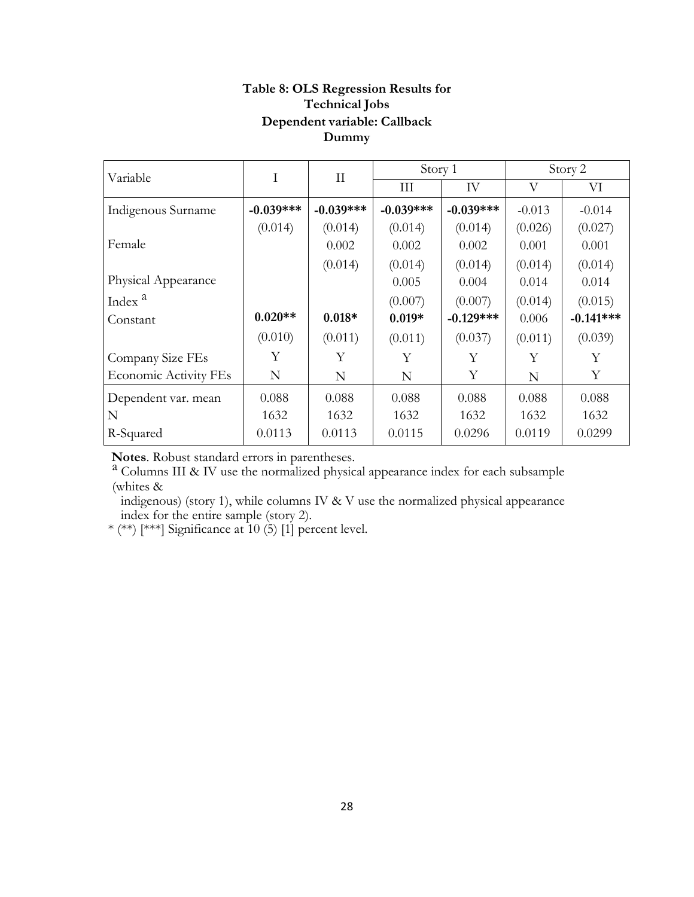**Table 8: OLS Regression Results for Technical Jobs Dependent variable: Callback Dummy**

| Variable | I | II | Story 1 | | Story 2 | |
|---|---|---|---|---|---|---|
| | | | III | IV | V | VI |
| Indigenous Surname | **-0.039***** | **-0.039***** | **-0.039***** | **-0.039***** | -0.013 | -0.014 |
| | (0.014) | (0.014) | (0.014) | (0.014) | (0.026) | (0.027) |
| Female | | 0.002 | 0.002 | 0.002 | 0.001 | 0.001 |
| | | (0.014) | (0.014) | (0.014) | (0.014) | (0.014) |
| Physical Appearance Index [a] | | | 0.005 | 0.004 | 0.014 | 0.014 |
| | | | (0.007) | (0.007) | (0.014) | (0.015) |
| Constant | **0.020**** | **0.018*** | **0.019*** | **-0.129***** | 0.006 | **-0.141***** |
| | (0.010) | (0.011) | (0.011) | (0.037) | (0.011) | (0.039) |
| Company Size FEs | Y | Y | Y | Y | Y | Y |
| Economic Activity FEs | N | N | N | Y | N | Y |
| Dependent var. mean | 0.088 | 0.088 | 0.088 | 0.088 | 0.088 | 0.088 |
| N | 1632 | 1632 | 1632 | 1632 | 1632 | 1632 |
| R-Squared | 0.0113 | 0.0113 | 0.0115 | 0.0296 | 0.0119 | 0.0299 |

**Notes**. Robust standard errors in parentheses.
[a] Columns III & IV use the normalized physical appearance index for each subsample (whites & indigenous) (story 1), while columns IV & V use the normalized physical appearance index for the entire sample (story 2).
* (**) [***] Significance at 10 (5) [1] percent level.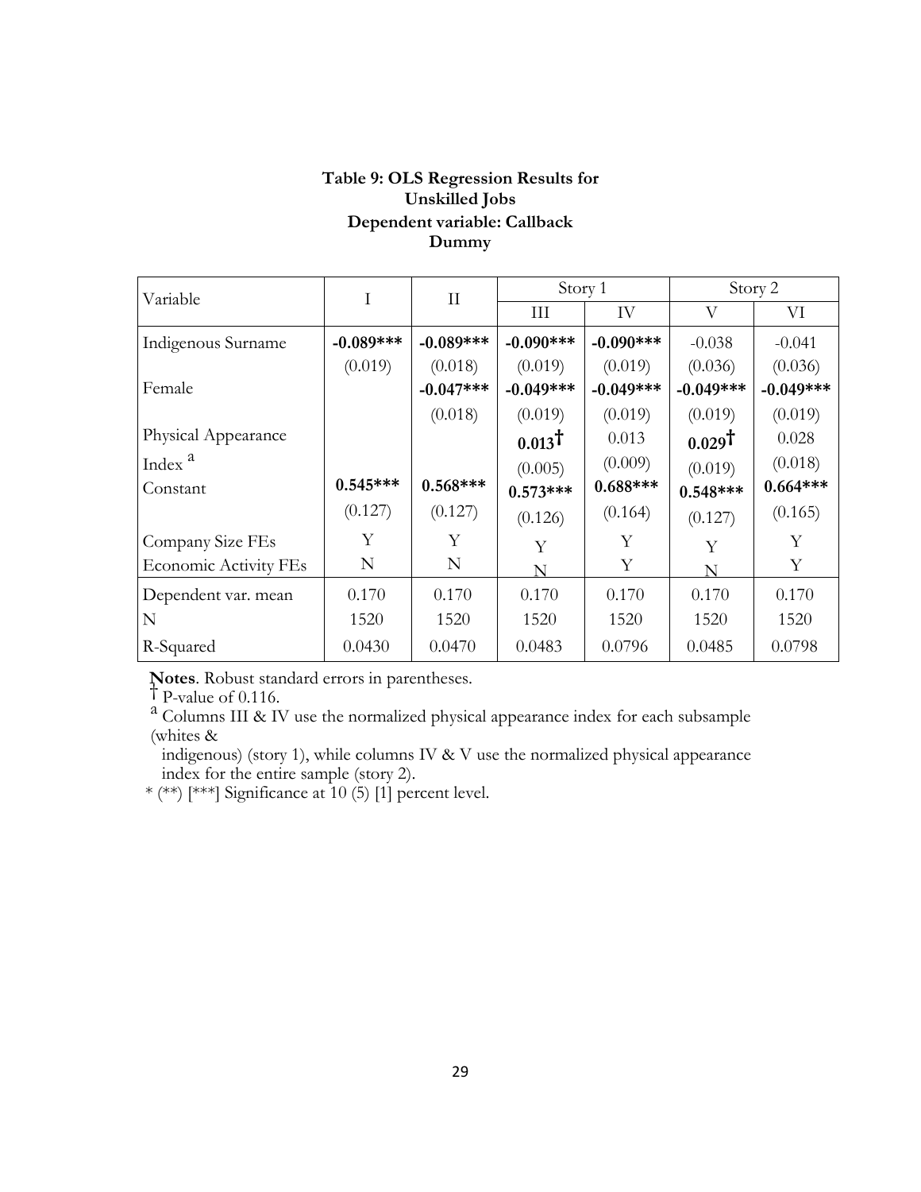**Table 9: OLS Regression Results for Unskilled Jobs**
**Dependent variable: Callback Dummy**

| Variable | I | II | Story 1 | | Story 2 | |
|---|---|---|---|---|---|---|
| | | | III | IV | V | VI |
| Indigenous Surname | **-0.089***** | **-0.089***** | **-0.090***** | **-0.090***** | -0.038 | -0.041 |
| | (0.019) | (0.018) | (0.019) | (0.019) | (0.036) | (0.036) |
| Female | | **-0.047***** | **-0.049***** | **-0.049***** | **-0.049***** | **-0.049***** |
| | | (0.018) | (0.019) | (0.019) | (0.019) | (0.019) |
| Physical Appearance Index [a] | | | **0.013†** | 0.013 | **0.029†** | 0.028 |
| | | | (0.005) | (0.009) | (0.019) | (0.018) |
| Constant | **0.545***** | **0.568***** | **0.573***** | **0.688***** | **0.548***** | **0.664***** |
| | (0.127) | (0.127) | (0.126) | (0.164) | (0.127) | (0.165) |
| Company Size FEs | Y | Y | Y | Y | Y | Y |
| Economic Activity FEs | N | N | N | Y | N | Y |
| Dependent var. mean | 0.170 | 0.170 | 0.170 | 0.170 | 0.170 | 0.170 |
| N | 1520 | 1520 | 1520 | 1520 | 1520 | 1520 |
| R-Squared | 0.0430 | 0.0470 | 0.0483 | 0.0796 | 0.0485 | 0.0798 |

**Notes**. Robust standard errors in parentheses.
† P-value of 0.116.
[a] Columns III & IV use the normalized physical appearance index for each subsample (whites & indigenous) (story 1), while columns IV & V use the normalized physical appearance index for the entire sample (story 2).
* (**) [***] Significance at 10 (5) [1] percent level.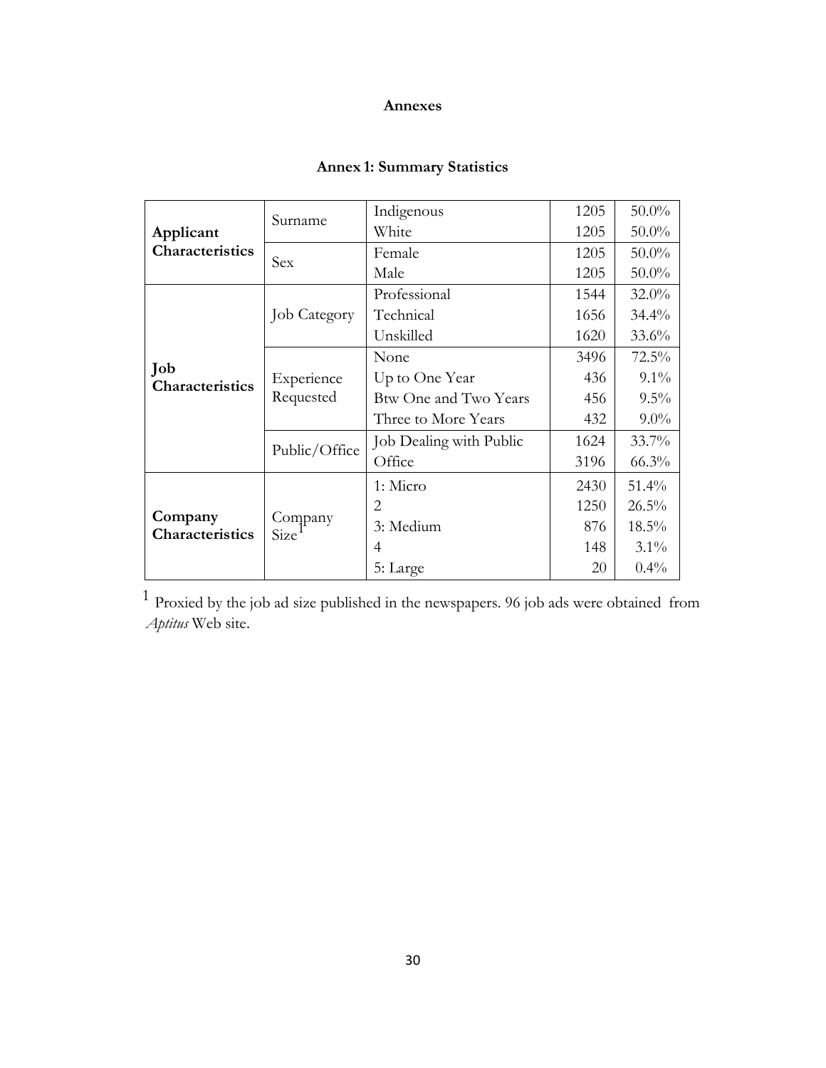**Annexes**

**Annex 1: Summary Statistics**

| | | | | |
|---|---|---|---|---|
| **Applicant Characteristics** | Surname | Indigenous | 1205 | 50.0% |
| | | White | 1205 | 50.0% |
| | Sex | Female | 1205 | 50.0% |
| | | Male | 1205 | 50.0% |
| **Job Characteristics** | Job Category | Professional | 1544 | 32.0% |
| | | Technical | 1656 | 34.4% |
| | | Unskilled | 1620 | 33.6% |
| | Experience Requested | None | 3496 | 72.5% |
| | | Up to One Year | 436 | 9.1% |
| | | Btw One and Two Years | 456 | 9.5% |
| | | Three to More Years | 432 | 9.0% |
| | Public/Office | Job Dealing with Public | 1624 | 33.7% |
| | | Office | 3196 | 66.3% |
| **Company Characteristics** | Company Size[1] | 1: Micro | 2430 | 51.4% |
| | | 2 | 1250 | 26.5% |
| | | 3: Medium | 876 | 18.5% |
| | | 4 | 148 | 3.1% |
| | | 5: Large | 20 | 0.4% |

[1] Proxied by the job ad size published in the newspapers. 96 job ads were obtained from *Aptitus* Web site.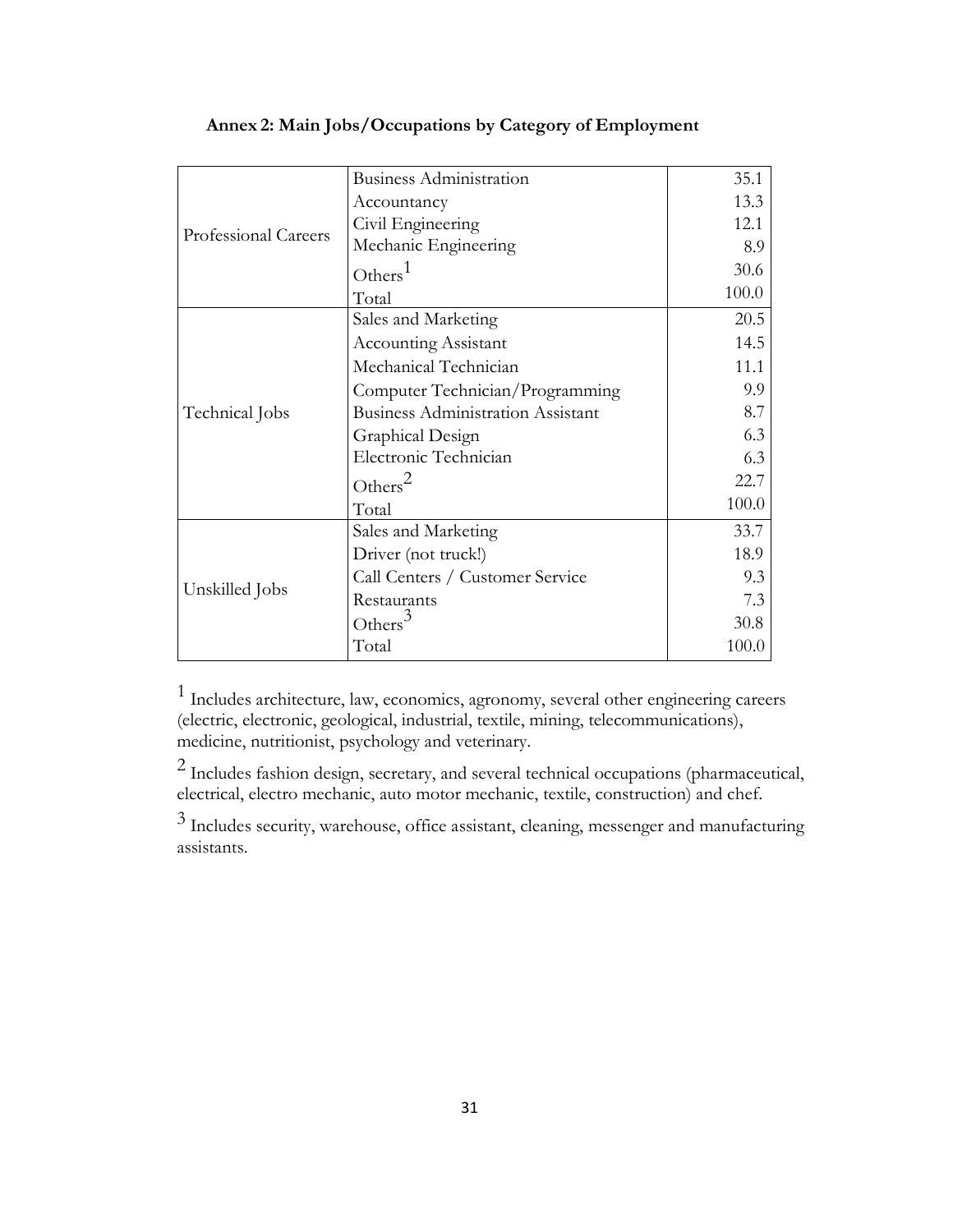**Annex 2: Main Jobs/Occupations by Category of Employment**

| | | |
|---|---|---|
| Professional Careers | Business Administration | 35.1 |
| | Accountancy | 13.3 |
| | Civil Engineering | 12.1 |
| | Mechanic Engineering | 8.9 |
| | Others[1] | 30.6 |
| | Total | 100.0 |
| Technical Jobs | Sales and Marketing | 20.5 |
| | Accounting Assistant | 14.5 |
| | Mechanical Technician | 11.1 |
| | Computer Technician/Programming | 9.9 |
| | Business Administration Assistant | 8.7 |
| | Graphical Design | 6.3 |
| | Electronic Technician | 6.3 |
| | Others[2] | 22.7 |
| | Total | 100.0 |
| Unskilled Jobs | Sales and Marketing | 33.7 |
| | Driver (not truck!) | 18.9 |
| | Call Centers / Customer Service | 9.3 |
| | Restaurants | 7.3 |
| | Others[3] | 30.8 |
| | Total | 100.0 |

[1] Includes architecture, law, economics, agronomy, several other engineering careers (electric, electronic, geological, industrial, textile, mining, telecommunications), medicine, nutritionist, psychology and veterinary.

[2] Includes fashion design, secretary, and several technical occupations (pharmaceutical, electrical, electro mechanic, auto motor mechanic, textile, construction) and chef.

[3] Includes security, warehouse, office assistant, cleaning, messenger and manufacturing assistants.